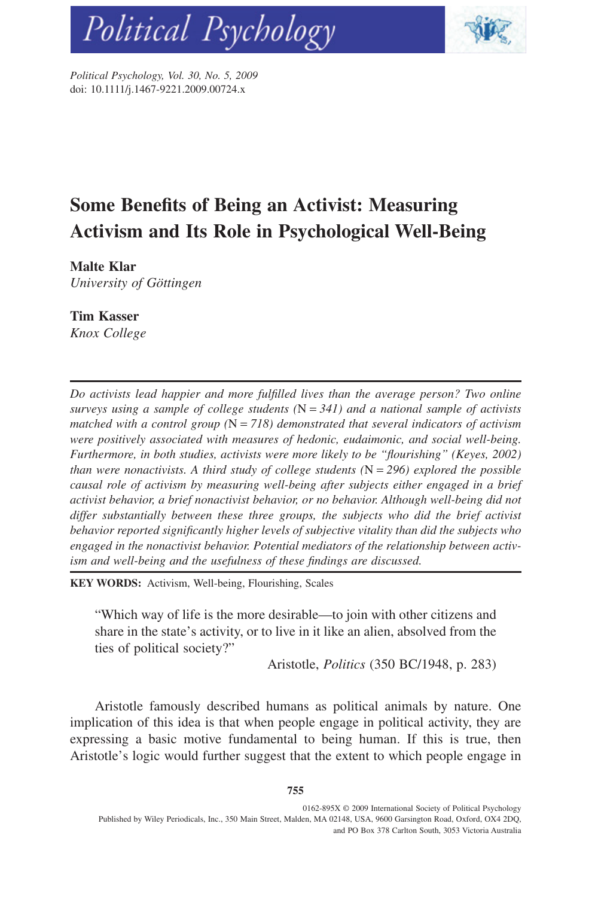# Some Benefits of Being an Activist: Measuring Activism and Its Role in Psychological Well-Being

**Malte Klar**
*University of Göttingen*

**Tim Kasser**
*Knox College*

---

*Do activists lead happier and more fulfilled lives than the average person? Two online surveys using a sample of college students (*N = 341*) and a national sample of activists matched with a control group (*N = 718*) demonstrated that several indicators of activism were positively associated with measures of hedonic, eudaimonic, and social well-being. Furthermore, in both studies, activists were more likely to be "flourishing" (Keyes, 2002) than were nonactivists. A third study of college students (*N = 296*) explored the possible causal role of activism by measuring well-being after subjects either engaged in a brief activist behavior, a brief nonactivist behavior, or no behavior. Although well-being did not differ substantially between these three groups, the subjects who did the brief activist behavior reported significantly higher levels of subjective vitality than did the subjects who engaged in the nonactivist behavior. Potential mediators of the relationship between activism and well-being and the usefulness of these findings are discussed.*

---

**KEY WORDS:** Activism, Well-being, Flourishing, Scales

> "Which way of life is the more desirable—to join with other citizens and share in the state's activity, or to live in it like an alien, absolved from the ties of political society?"
>
> Aristotle, *Politics* (350 BC/1948, p. 283)

Aristotle famously described humans as political animals by nature. One implication of this idea is that when people engage in political activity, they are expressing a basic motive fundamental to being human. If this is true, then Aristotle's logic would further suggest that the extent to which people engage in

0162-895X © 2009 International Society of Political Psychology
Published by Wiley Periodicals, Inc., 350 Main Street, Malden, MA 02148, USA, 9600 Garsington Road, Oxford, OX4 2DQ, and PO Box 378 Carlton South, 3053 Victoria Australia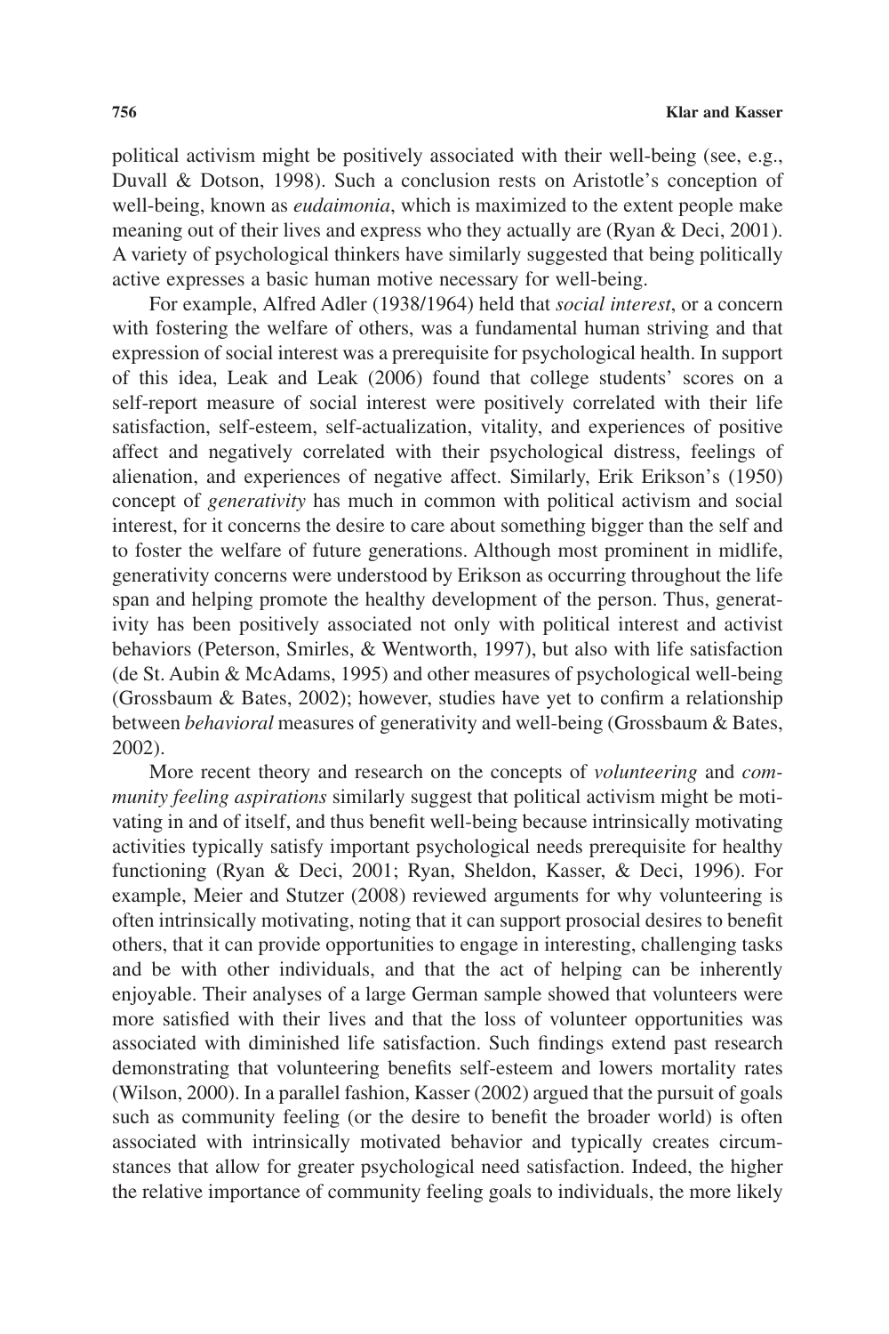political activism might be positively associated with their well-being (see, e.g., Duvall & Dotson, 1998). Such a conclusion rests on Aristotle's conception of well-being, known as *eudaimonia*, which is maximized to the extent people make meaning out of their lives and express who they actually are (Ryan & Deci, 2001). A variety of psychological thinkers have similarly suggested that being politically active expresses a basic human motive necessary for well-being.

For example, Alfred Adler (1938/1964) held that *social interest*, or a concern with fostering the welfare of others, was a fundamental human striving and that expression of social interest was a prerequisite for psychological health. In support of this idea, Leak and Leak (2006) found that college students' scores on a self-report measure of social interest were positively correlated with their life satisfaction, self-esteem, self-actualization, vitality, and experiences of positive affect and negatively correlated with their psychological distress, feelings of alienation, and experiences of negative affect. Similarly, Erik Erikson's (1950) concept of *generativity* has much in common with political activism and social interest, for it concerns the desire to care about something bigger than the self and to foster the welfare of future generations. Although most prominent in midlife, generativity concerns were understood by Erikson as occurring throughout the life span and helping promote the healthy development of the person. Thus, generativity has been positively associated not only with political interest and activist behaviors (Peterson, Smirles, & Wentworth, 1997), but also with life satisfaction (de St. Aubin & McAdams, 1995) and other measures of psychological well-being (Grossbaum & Bates, 2002); however, studies have yet to confirm a relationship between *behavioral* measures of generativity and well-being (Grossbaum & Bates, 2002).

More recent theory and research on the concepts of *volunteering* and *community feeling aspirations* similarly suggest that political activism might be motivating in and of itself, and thus benefit well-being because intrinsically motivating activities typically satisfy important psychological needs prerequisite for healthy functioning (Ryan & Deci, 2001; Ryan, Sheldon, Kasser, & Deci, 1996). For example, Meier and Stutzer (2008) reviewed arguments for why volunteering is often intrinsically motivating, noting that it can support prosocial desires to benefit others, that it can provide opportunities to engage in interesting, challenging tasks and be with other individuals, and that the act of helping can be inherently enjoyable. Their analyses of a large German sample showed that volunteers were more satisfied with their lives and that the loss of volunteer opportunities was associated with diminished life satisfaction. Such findings extend past research demonstrating that volunteering benefits self-esteem and lowers mortality rates (Wilson, 2000). In a parallel fashion, Kasser (2002) argued that the pursuit of goals such as community feeling (or the desire to benefit the broader world) is often associated with intrinsically motivated behavior and typically creates circumstances that allow for greater psychological need satisfaction. Indeed, the higher the relative importance of community feeling goals to individuals, the more likely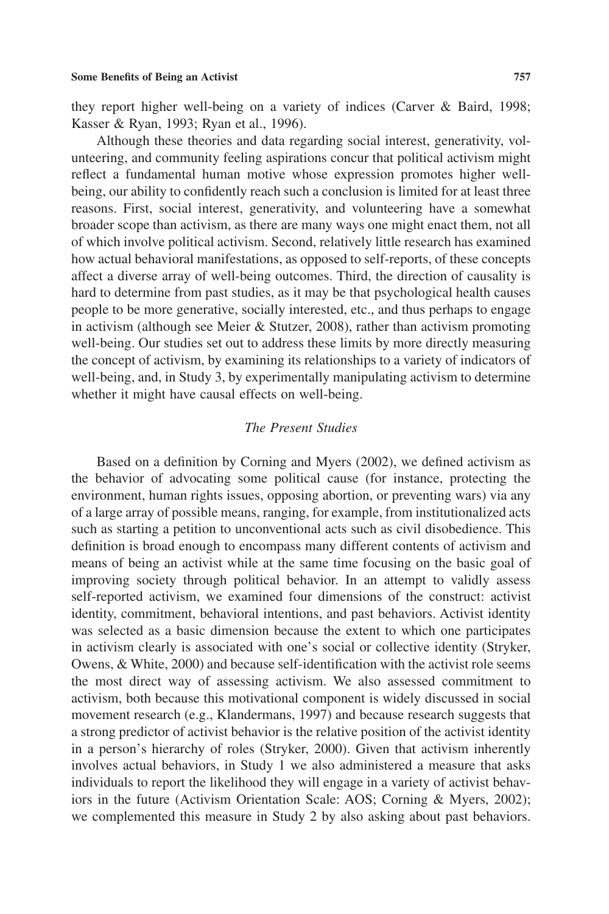they report higher well-being on a variety of indices (Carver & Baird, 1998; Kasser & Ryan, 1993; Ryan et al., 1996).

Although these theories and data regarding social interest, generativity, volunteering, and community feeling aspirations concur that political activism might reflect a fundamental human motive whose expression promotes higher well-being, our ability to confidently reach such a conclusion is limited for at least three reasons. First, social interest, generativity, and volunteering have a somewhat broader scope than activism, as there are many ways one might enact them, not all of which involve political activism. Second, relatively little research has examined how actual behavioral manifestations, as opposed to self-reports, of these concepts affect a diverse array of well-being outcomes. Third, the direction of causality is hard to determine from past studies, as it may be that psychological health causes people to be more generative, socially interested, etc., and thus perhaps to engage in activism (although see Meier & Stutzer, 2008), rather than activism promoting well-being. Our studies set out to address these limits by more directly measuring the concept of activism, by examining its relationships to a variety of indicators of well-being, and, in Study 3, by experimentally manipulating activism to determine whether it might have causal effects on well-being.

## *The Present Studies*

Based on a definition by Corning and Myers (2002), we defined activism as the behavior of advocating some political cause (for instance, protecting the environment, human rights issues, opposing abortion, or preventing wars) via any of a large array of possible means, ranging, for example, from institutionalized acts such as starting a petition to unconventional acts such as civil disobedience. This definition is broad enough to encompass many different contents of activism and means of being an activist while at the same time focusing on the basic goal of improving society through political behavior. In an attempt to validly assess self-reported activism, we examined four dimensions of the construct: activist identity, commitment, behavioral intentions, and past behaviors. Activist identity was selected as a basic dimension because the extent to which one participates in activism clearly is associated with one's social or collective identity (Stryker, Owens, & White, 2000) and because self-identification with the activist role seems the most direct way of assessing activism. We also assessed commitment to activism, both because this motivational component is widely discussed in social movement research (e.g., Klandermans, 1997) and because research suggests that a strong predictor of activist behavior is the relative position of the activist identity in a person's hierarchy of roles (Stryker, 2000). Given that activism inherently involves actual behaviors, in Study 1 we also administered a measure that asks individuals to report the likelihood they will engage in a variety of activist behaviors in the future (Activism Orientation Scale: AOS; Corning & Myers, 2002); we complemented this measure in Study 2 by also asking about past behaviors.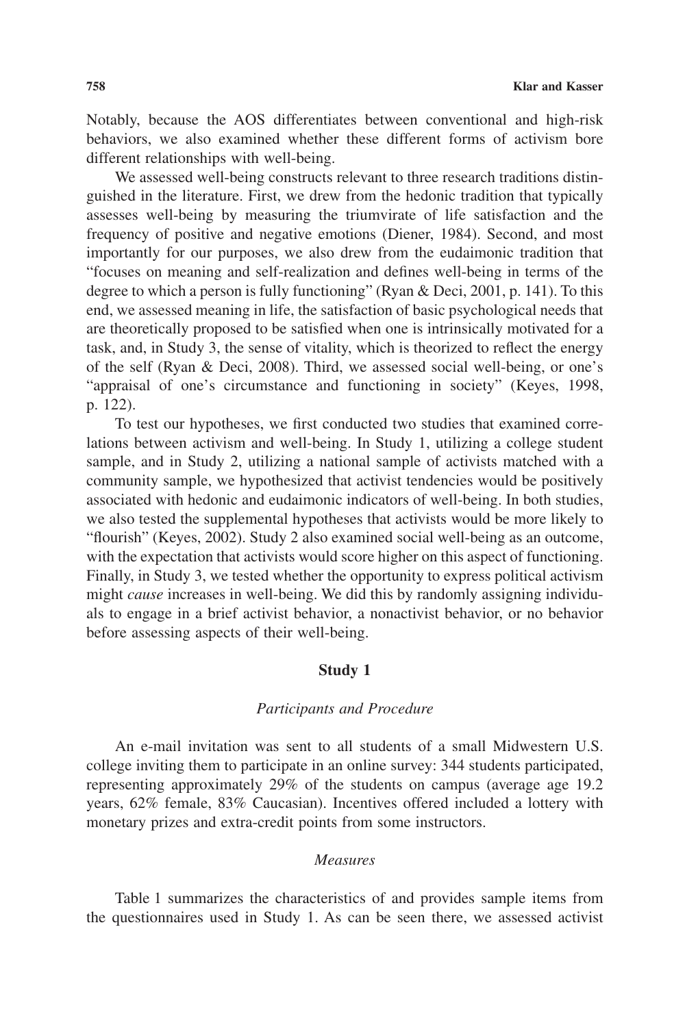Notably, because the AOS differentiates between conventional and high-risk behaviors, we also examined whether these different forms of activism bore different relationships with well-being.

We assessed well-being constructs relevant to three research traditions distinguished in the literature. First, we drew from the hedonic tradition that typically assesses well-being by measuring the triumvirate of life satisfaction and the frequency of positive and negative emotions (Diener, 1984). Second, and most importantly for our purposes, we also drew from the eudaimonic tradition that "focuses on meaning and self-realization and defines well-being in terms of the degree to which a person is fully functioning" (Ryan & Deci, 2001, p. 141). To this end, we assessed meaning in life, the satisfaction of basic psychological needs that are theoretically proposed to be satisfied when one is intrinsically motivated for a task, and, in Study 3, the sense of vitality, which is theorized to reflect the energy of the self (Ryan & Deci, 2008). Third, we assessed social well-being, or one's "appraisal of one's circumstance and functioning in society" (Keyes, 1998, p. 122).

To test our hypotheses, we first conducted two studies that examined correlations between activism and well-being. In Study 1, utilizing a college student sample, and in Study 2, utilizing a national sample of activists matched with a community sample, we hypothesized that activist tendencies would be positively associated with hedonic and eudaimonic indicators of well-being. In both studies, we also tested the supplemental hypotheses that activists would be more likely to "flourish" (Keyes, 2002). Study 2 also examined social well-being as an outcome, with the expectation that activists would score higher on this aspect of functioning. Finally, in Study 3, we tested whether the opportunity to express political activism might *cause* increases in well-being. We did this by randomly assigning individuals to engage in a brief activist behavior, a nonactivist behavior, or no behavior before assessing aspects of their well-being.

## Study 1

### *Participants and Procedure*

An e-mail invitation was sent to all students of a small Midwestern U.S. college inviting them to participate in an online survey: 344 students participated, representing approximately 29% of the students on campus (average age 19.2 years, 62% female, 83% Caucasian). Incentives offered included a lottery with monetary prizes and extra-credit points from some instructors.

### *Measures*

Table 1 summarizes the characteristics of and provides sample items from the questionnaires used in Study 1. As can be seen there, we assessed activist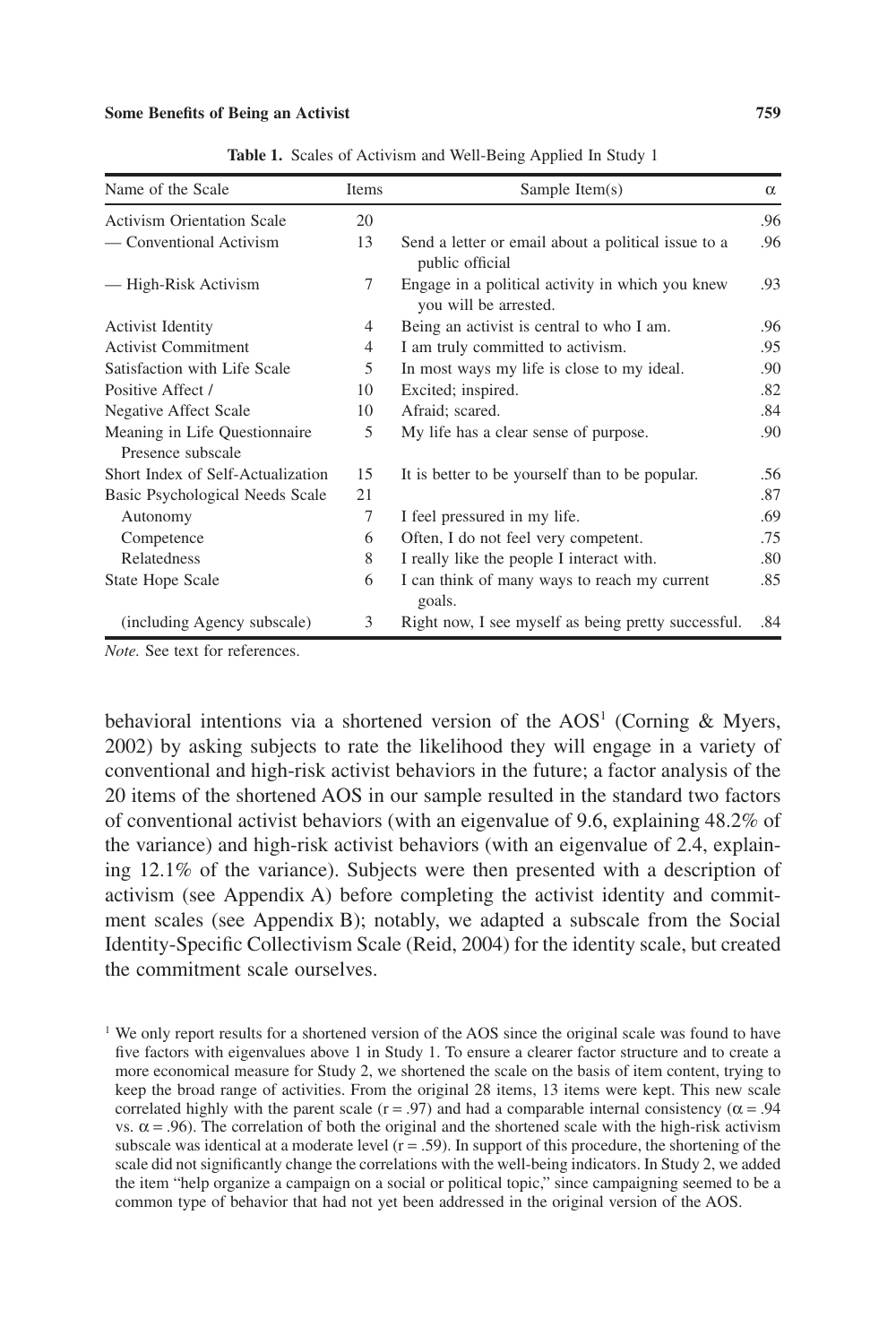**Table 1.** Scales of Activism and Well-Being Applied In Study 1

| Name of the Scale | Items | Sample Item(s) | α |
|---|---|---|---|
| Activism Orientation Scale | 20 | | .96 |
| — Conventional Activism | 13 | Send a letter or email about a political issue to a public official | .96 |
| — High-Risk Activism | 7 | Engage in a political activity in which you knew you will be arrested. | .93 |
| Activist Identity | 4 | Being an activist is central to who I am. | .96 |
| Activist Commitment | 4 | I am truly committed to activism. | .95 |
| Satisfaction with Life Scale | 5 | In most ways my life is close to my ideal. | .90 |
| Positive Affect / | 10 | Excited; inspired. | .82 |
| Negative Affect Scale | 10 | Afraid; scared. | .84 |
| Meaning in Life Questionnaire Presence subscale | 5 | My life has a clear sense of purpose. | .90 |
| Short Index of Self-Actualization | 15 | It is better to be yourself than to be popular. | .56 |
| Basic Psychological Needs Scale | 21 | | .87 |
| Autonomy | 7 | I feel pressured in my life. | .69 |
| Competence | 6 | Often, I do not feel very competent. | .75 |
| Relatedness | 8 | I really like the people I interact with. | .80 |
| State Hope Scale | 6 | I can think of many ways to reach my current goals. | .85 |
| (including Agency subscale) | 3 | Right now, I see myself as being pretty successful. | .84 |

*Note.* See text for references.

behavioral intentions via a shortened version of the AOS[1] (Corning & Myers, 2002) by asking subjects to rate the likelihood they will engage in a variety of conventional and high-risk activist behaviors in the future; a factor analysis of the 20 items of the shortened AOS in our sample resulted in the standard two factors of conventional activist behaviors (with an eigenvalue of 9.6, explaining 48.2% of the variance) and high-risk activist behaviors (with an eigenvalue of 2.4, explaining 12.1% of the variance). Subjects were then presented with a description of activism (see Appendix A) before completing the activist identity and commitment scales (see Appendix B); notably, we adapted a subscale from the Social Identity-Specific Collectivism Scale (Reid, 2004) for the identity scale, but created the commitment scale ourselves.

[1] We only report results for a shortened version of the AOS since the original scale was found to have five factors with eigenvalues above 1 in Study 1. To ensure a clearer factor structure and to create a more economical measure for Study 2, we shortened the scale on the basis of item content, trying to keep the broad range of activities. From the original 28 items, 13 items were kept. This new scale correlated highly with the parent scale ($r = .97$) and had a comparable internal consistency ($\alpha = .94$ vs. $\alpha = .96$). The correlation of both the original and the shortened scale with the high-risk activism subscale was identical at a moderate level ($r = .59$). In support of this procedure, the shortening of the scale did not significantly change the correlations with the well-being indicators. In Study 2, we added the item "help organize a campaign on a social or political topic," since campaigning seemed to be a common type of behavior that had not yet been addressed in the original version of the AOS.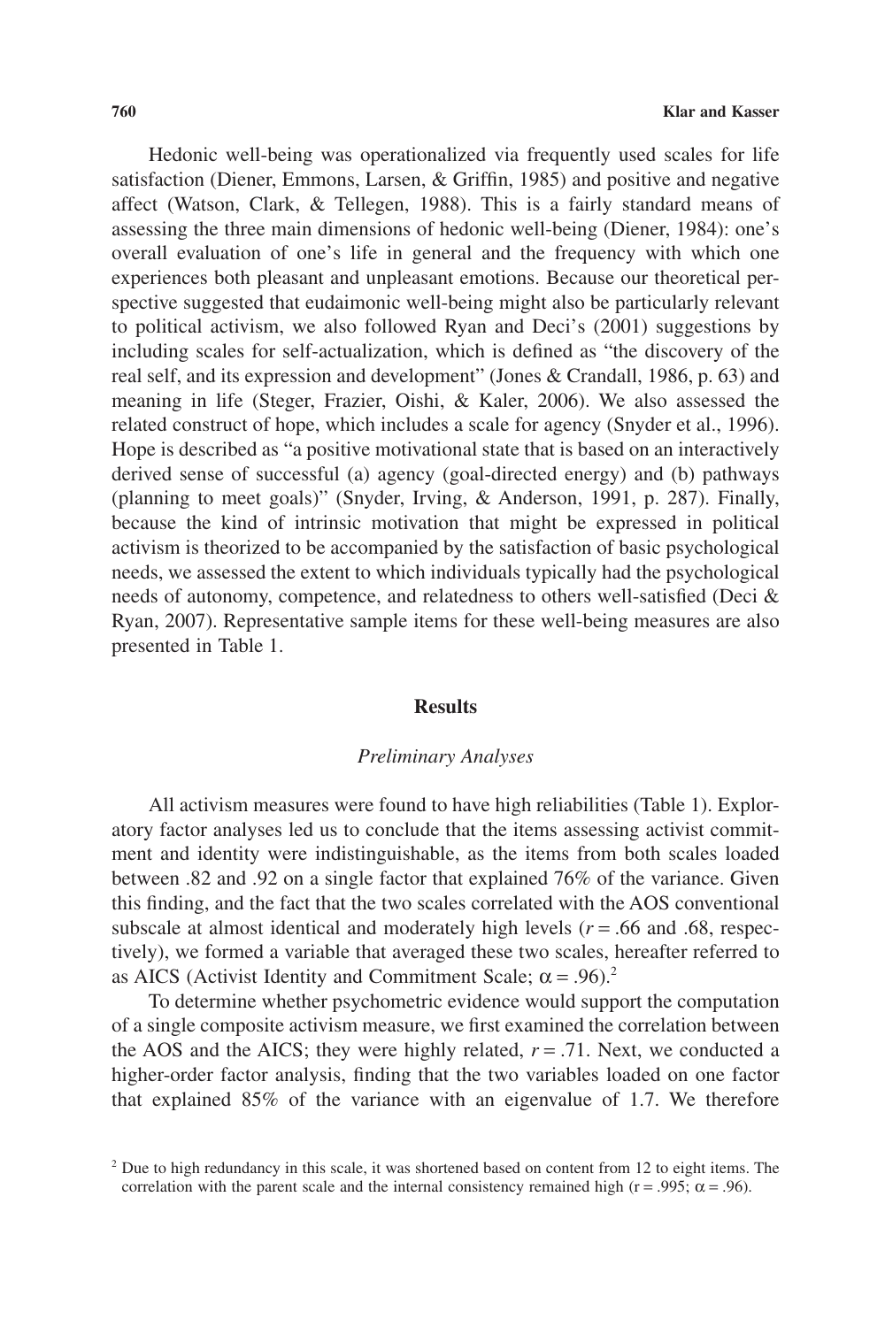Hedonic well-being was operationalized via frequently used scales for life satisfaction (Diener, Emmons, Larsen, & Griffin, 1985) and positive and negative affect (Watson, Clark, & Tellegen, 1988). This is a fairly standard means of assessing the three main dimensions of hedonic well-being (Diener, 1984): one's overall evaluation of one's life in general and the frequency with which one experiences both pleasant and unpleasant emotions. Because our theoretical perspective suggested that eudaimonic well-being might also be particularly relevant to political activism, we also followed Ryan and Deci's (2001) suggestions by including scales for self-actualization, which is defined as "the discovery of the real self, and its expression and development" (Jones & Crandall, 1986, p. 63) and meaning in life (Steger, Frazier, Oishi, & Kaler, 2006). We also assessed the related construct of hope, which includes a scale for agency (Snyder et al., 1996). Hope is described as "a positive motivational state that is based on an interactively derived sense of successful (a) agency (goal-directed energy) and (b) pathways (planning to meet goals)" (Snyder, Irving, & Anderson, 1991, p. 287). Finally, because the kind of intrinsic motivation that might be expressed in political activism is theorized to be accompanied by the satisfaction of basic psychological needs, we assessed the extent to which individuals typically had the psychological needs of autonomy, competence, and relatedness to others well-satisfied (Deci & Ryan, 2007). Representative sample items for these well-being measures are also presented in Table 1.

## Results

### *Preliminary Analyses*

All activism measures were found to have high reliabilities (Table 1). Exploratory factor analyses led us to conclude that the items assessing activist commitment and identity were indistinguishable, as the items from both scales loaded between .82 and .92 on a single factor that explained 76% of the variance. Given this finding, and the fact that the two scales correlated with the AOS conventional subscale at almost identical and moderately high levels ($r = .66$ and .68, respectively), we formed a variable that averaged these two scales, hereafter referred to as AICS (Activist Identity and Commitment Scale; $\alpha = .96$).[2]

To determine whether psychometric evidence would support the computation of a single composite activism measure, we first examined the correlation between the AOS and the AICS; they were highly related, $r = .71$. Next, we conducted a higher-order factor analysis, finding that the two variables loaded on one factor that explained 85% of the variance with an eigenvalue of 1.7. We therefore

[2] Due to high redundancy in this scale, it was shortened based on content from 12 to eight items. The correlation with the parent scale and the internal consistency remained high ($r = .995$; $\alpha = .96$).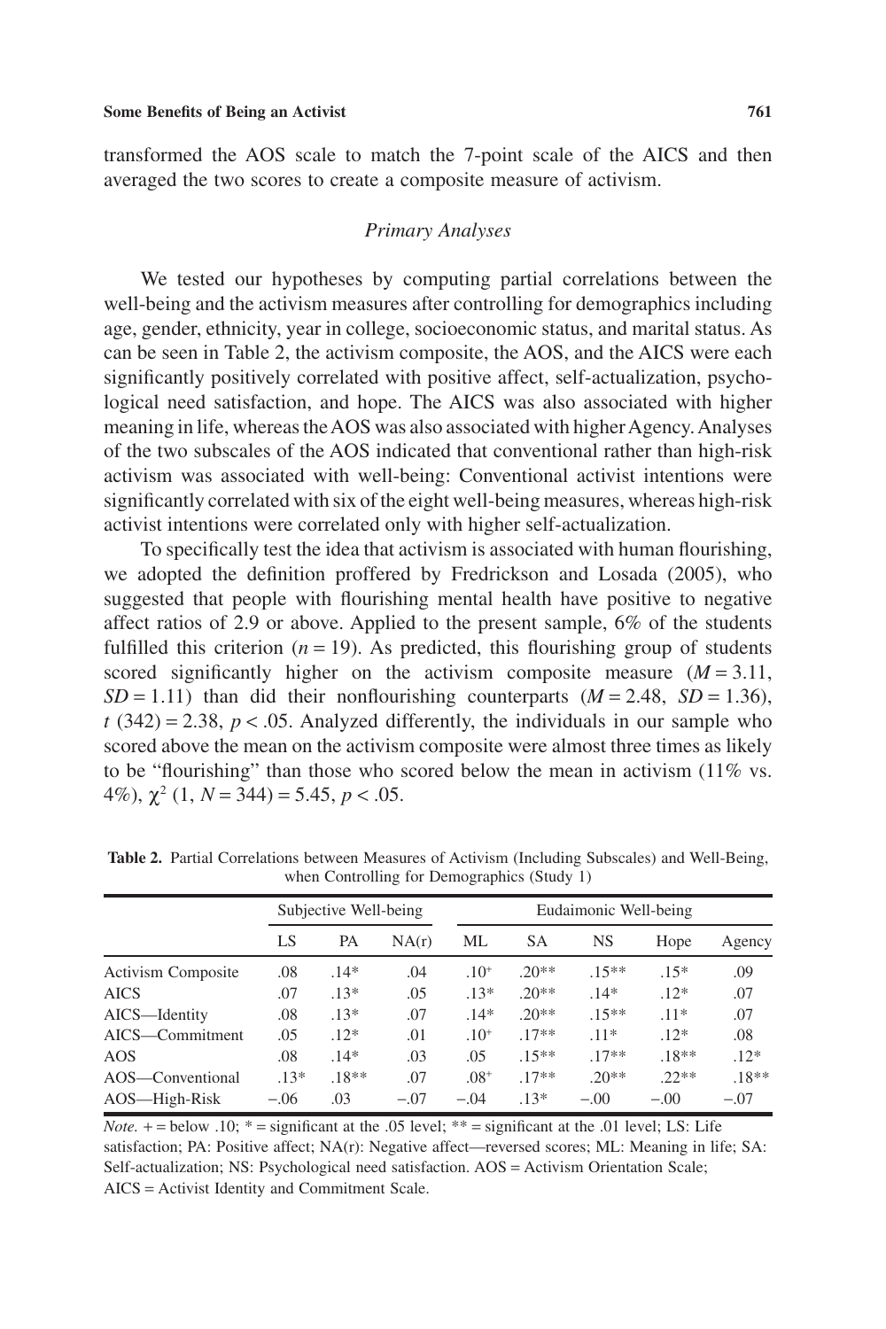transformed the AOS scale to match the 7-point scale of the AICS and then averaged the two scores to create a composite measure of activism.

### *Primary Analyses*

We tested our hypotheses by computing partial correlations between the well-being and the activism measures after controlling for demographics including age, gender, ethnicity, year in college, socioeconomic status, and marital status. As can be seen in Table 2, the activism composite, the AOS, and the AICS were each significantly positively correlated with positive affect, self-actualization, psychological need satisfaction, and hope. The AICS was also associated with higher meaning in life, whereas the AOS was also associated with higher Agency. Analyses of the two subscales of the AOS indicated that conventional rather than high-risk activism was associated with well-being: Conventional activist intentions were significantly correlated with six of the eight well-being measures, whereas high-risk activist intentions were correlated only with higher self-actualization.

To specifically test the idea that activism is associated with human flourishing, we adopted the definition proffered by Fredrickson and Losada (2005), who suggested that people with flourishing mental health have positive to negative affect ratios of 2.9 or above. Applied to the present sample, 6% of the students fulfilled this criterion ($n = 19$). As predicted, this flourishing group of students scored significantly higher on the activism composite measure ($M = 3.11$, $SD = 1.11$) than did their nonflourishing counterparts ($M = 2.48$, $SD = 1.36$), $t\ (342) = 2.38$, $p < .05$. Analyzed differently, the individuals in our sample who scored above the mean on the activism composite were almost three times as likely to be "flourishing" than those who scored below the mean in activism (11% vs. 4%), $\chi^2\ (1, N = 344) = 5.45$, $p < .05$.

**Table 2.** Partial Correlations between Measures of Activism (Including Subscales) and Well-Being, when Controlling for Demographics (Study 1)

| | Subjective Well-being | | | Eudaimonic Well-being | | | | |
|---|---|---|---|---|---|---|---|---|
| | LS | PA | NA(r) | ML | SA | NS | Hope | Agency |
| Activism Composite | .08 | .14* | .04 | .10⁺ | .20** | .15** | .15* | .09 |
| AICS | .07 | .13* | .05 | .13* | .20** | .14* | .12* | .07 |
| AICS—Identity | .08 | .13* | .07 | .14* | .20** | .15** | .11* | .07 |
| AICS—Commitment | .05 | .12* | .01 | .10⁺ | .17** | .11* | .12* | .08 |
| AOS | .08 | .14* | .03 | .05 | .15** | .17** | .18** | .12* |
| AOS—Conventional | .13* | .18** | .07 | .08⁺ | .17** | .20** | .22** | .18** |
| AOS—High-Risk | −.06 | .03 | −.07 | −.04 | .13* | −.00 | −.00 | −.07 |

*Note.* + = below .10; * = significant at the .05 level; ** = significant at the .01 level; LS: Life satisfaction; PA: Positive affect; NA(r): Negative affect—reversed scores; ML: Meaning in life; SA: Self-actualization; NS: Psychological need satisfaction. AOS = Activism Orientation Scale; AICS = Activist Identity and Commitment Scale.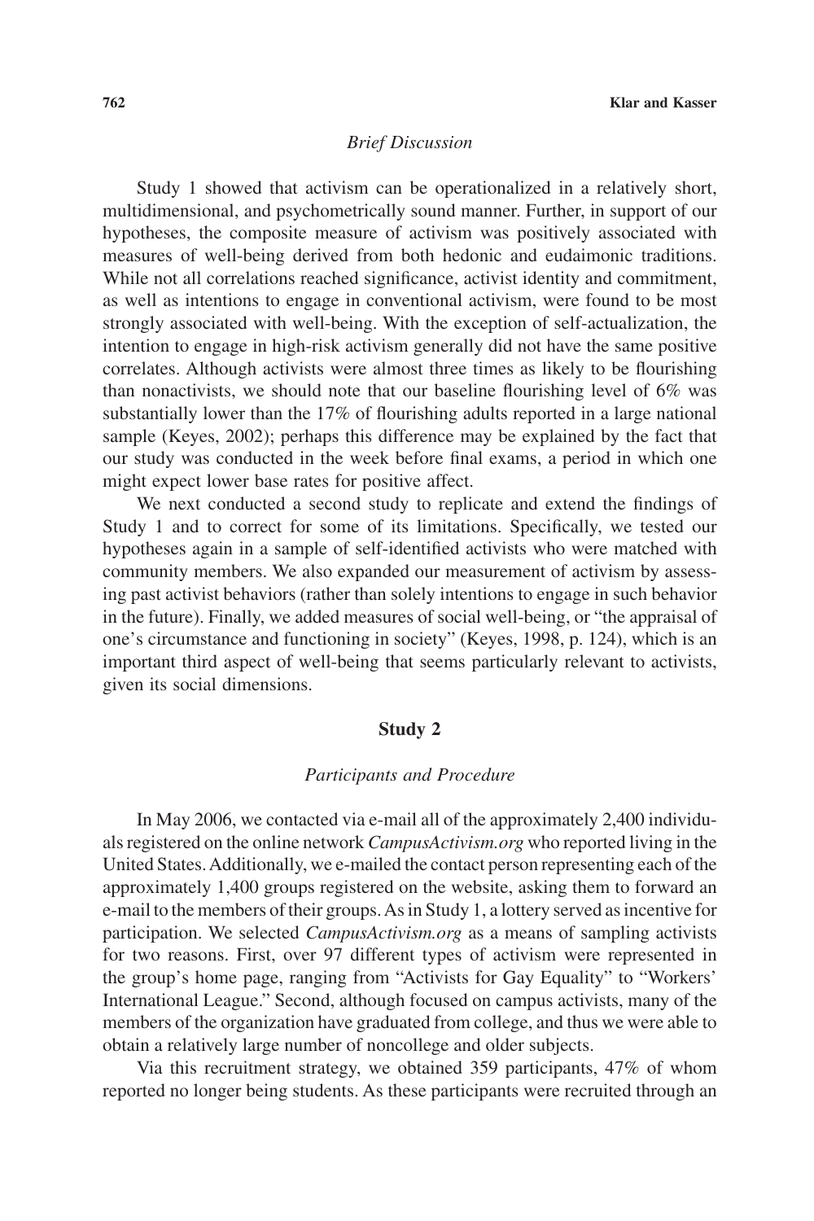### *Brief Discussion*

Study 1 showed that activism can be operationalized in a relatively short, multidimensional, and psychometrically sound manner. Further, in support of our hypotheses, the composite measure of activism was positively associated with measures of well-being derived from both hedonic and eudaimonic traditions. While not all correlations reached significance, activist identity and commitment, as well as intentions to engage in conventional activism, were found to be most strongly associated with well-being. With the exception of self-actualization, the intention to engage in high-risk activism generally did not have the same positive correlates. Although activists were almost three times as likely to be flourishing than nonactivists, we should note that our baseline flourishing level of 6% was substantially lower than the 17% of flourishing adults reported in a large national sample (Keyes, 2002); perhaps this difference may be explained by the fact that our study was conducted in the week before final exams, a period in which one might expect lower base rates for positive affect.

We next conducted a second study to replicate and extend the findings of Study 1 and to correct for some of its limitations. Specifically, we tested our hypotheses again in a sample of self-identified activists who were matched with community members. We also expanded our measurement of activism by assessing past activist behaviors (rather than solely intentions to engage in such behavior in the future). Finally, we added measures of social well-being, or "the appraisal of one's circumstance and functioning in society" (Keyes, 1998, p. 124), which is an important third aspect of well-being that seems particularly relevant to activists, given its social dimensions.

## Study 2

### *Participants and Procedure*

In May 2006, we contacted via e-mail all of the approximately 2,400 individuals registered on the online network *CampusActivism.org* who reported living in the United States. Additionally, we e-mailed the contact person representing each of the approximately 1,400 groups registered on the website, asking them to forward an e-mail to the members of their groups. As in Study 1, a lottery served as incentive for participation. We selected *CampusActivism.org* as a means of sampling activists for two reasons. First, over 97 different types of activism were represented in the group's home page, ranging from "Activists for Gay Equality" to "Workers' International League." Second, although focused on campus activists, many of the members of the organization have graduated from college, and thus we were able to obtain a relatively large number of noncollege and older subjects.

Via this recruitment strategy, we obtained 359 participants, 47% of whom reported no longer being students. As these participants were recruited through an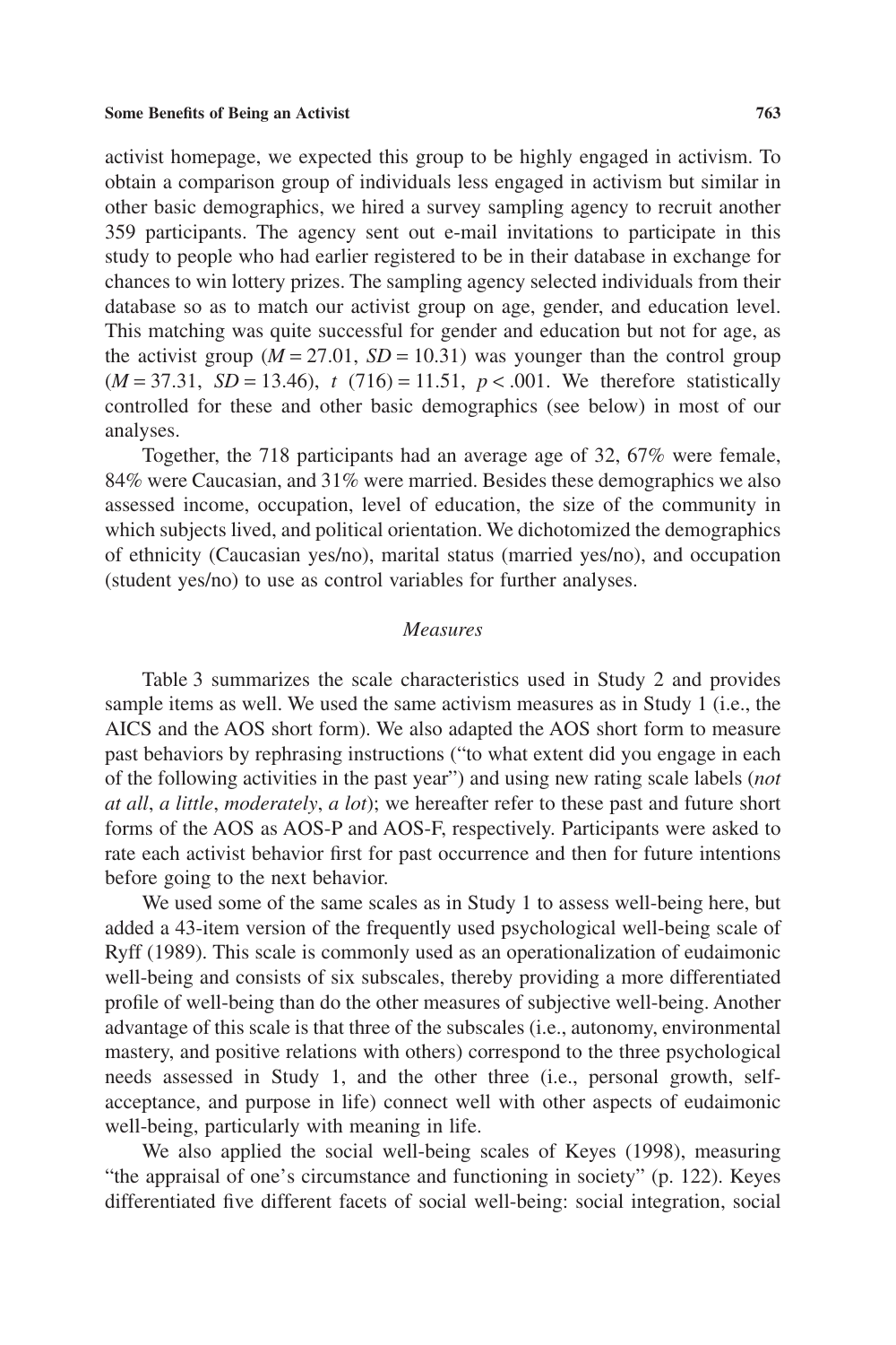activist homepage, we expected this group to be highly engaged in activism. To obtain a comparison group of individuals less engaged in activism but similar in other basic demographics, we hired a survey sampling agency to recruit another 359 participants. The agency sent out e-mail invitations to participate in this study to people who had earlier registered to be in their database in exchange for chances to win lottery prizes. The sampling agency selected individuals from their database so as to match our activist group on age, gender, and education level. This matching was quite successful for gender and education but not for age, as the activist group ($M = 27.01$, $SD = 10.31$) was younger than the control group ($M = 37.31$, $SD = 13.46$), $t$ $(716) = 11.51$, $p < .001$. We therefore statistically controlled for these and other basic demographics (see below) in most of our analyses.

Together, the 718 participants had an average age of 32, 67% were female, 84% were Caucasian, and 31% were married. Besides these demographics we also assessed income, occupation, level of education, the size of the community in which subjects lived, and political orientation. We dichotomized the demographics of ethnicity (Caucasian yes/no), marital status (married yes/no), and occupation (student yes/no) to use as control variables for further analyses.

### *Measures*

Table 3 summarizes the scale characteristics used in Study 2 and provides sample items as well. We used the same activism measures as in Study 1 (i.e., the AICS and the AOS short form). We also adapted the AOS short form to measure past behaviors by rephrasing instructions ("to what extent did you engage in each of the following activities in the past year") and using new rating scale labels (*not at all*, *a little*, *moderately*, *a lot*); we hereafter refer to these past and future short forms of the AOS as AOS-P and AOS-F, respectively. Participants were asked to rate each activist behavior first for past occurrence and then for future intentions before going to the next behavior.

We used some of the same scales as in Study 1 to assess well-being here, but added a 43-item version of the frequently used psychological well-being scale of Ryff (1989). This scale is commonly used as an operationalization of eudaimonic well-being and consists of six subscales, thereby providing a more differentiated profile of well-being than do the other measures of subjective well-being. Another advantage of this scale is that three of the subscales (i.e., autonomy, environmental mastery, and positive relations with others) correspond to the three psychological needs assessed in Study 1, and the other three (i.e., personal growth, self-acceptance, and purpose in life) connect well with other aspects of eudaimonic well-being, particularly with meaning in life.

We also applied the social well-being scales of Keyes (1998), measuring "the appraisal of one's circumstance and functioning in society" (p. 122). Keyes differentiated five different facets of social well-being: social integration, social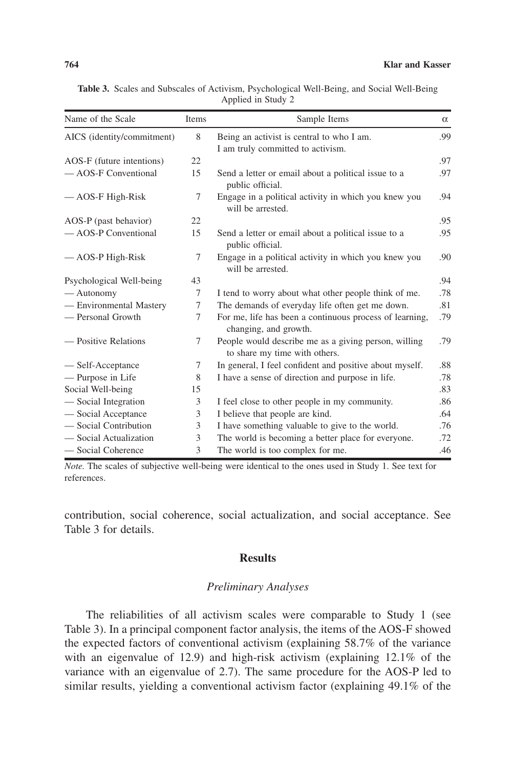**Table 3.** Scales and Subscales of Activism, Psychological Well-Being, and Social Well-Being Applied in Study 2

| Name of the Scale | Items | Sample Items | α |
|---|---|---|---|
| AICS (identity/commitment) | 8 | Being an activist is central to who I am. I am truly committed to activism. | .99 |
| AOS-F (future intentions) | 22 | | .97 |
| — AOS-F Conventional | 15 | Send a letter or email about a political issue to a public official. | .97 |
| — AOS-F High-Risk | 7 | Engage in a political activity in which you knew you will be arrested. | .94 |
| AOS-P (past behavior) | 22 | | .95 |
| — AOS-P Conventional | 15 | Send a letter or email about a political issue to a public official. | .95 |
| — AOS-P High-Risk | 7 | Engage in a political activity in which you knew you will be arrested. | .90 |
| Psychological Well-being | 43 | | .94 |
| — Autonomy | 7 | I tend to worry about what other people think of me. | .78 |
| — Environmental Mastery | 7 | The demands of everyday life often get me down. | .81 |
| — Personal Growth | 7 | For me, life has been a continuous process of learning, changing, and growth. | .79 |
| — Positive Relations | 7 | People would describe me as a giving person, willing to share my time with others. | .79 |
| — Self-Acceptance | 7 | In general, I feel confident and positive about myself. | .88 |
| — Purpose in Life | 8 | I have a sense of direction and purpose in life. | .78 |
| Social Well-being | 15 | | .83 |
| — Social Integration | 3 | I feel close to other people in my community. | .86 |
| — Social Acceptance | 3 | I believe that people are kind. | .64 |
| — Social Contribution | 3 | I have something valuable to give to the world. | .76 |
| — Social Actualization | 3 | The world is becoming a better place for everyone. | .72 |
| — Social Coherence | 3 | The world is too complex for me. | .46 |

*Note.* The scales of subjective well-being were identical to the ones used in Study 1. See text for references.

contribution, social coherence, social actualization, and social acceptance. See Table 3 for details.

## Results

### *Preliminary Analyses*

The reliabilities of all activism scales were comparable to Study 1 (see Table 3). In a principal component factor analysis, the items of the AOS-F showed the expected factors of conventional activism (explaining 58.7% of the variance with an eigenvalue of 12.9) and high-risk activism (explaining 12.1% of the variance with an eigenvalue of 2.7). The same procedure for the AOS-P led to similar results, yielding a conventional activism factor (explaining 49.1% of the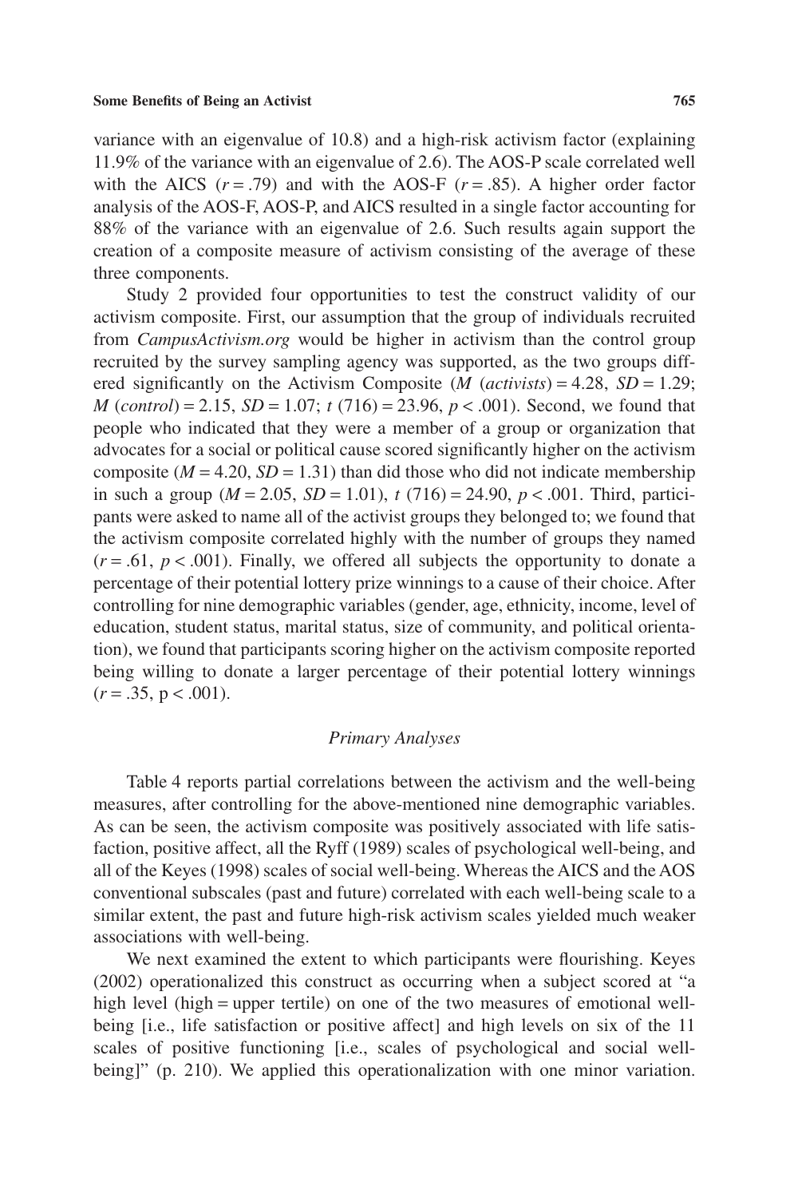variance with an eigenvalue of 10.8) and a high-risk activism factor (explaining 11.9% of the variance with an eigenvalue of 2.6). The AOS-P scale correlated well with the AICS ($r = .79$) and with the AOS-F ($r = .85$). A higher order factor analysis of the AOS-F, AOS-P, and AICS resulted in a single factor accounting for 88% of the variance with an eigenvalue of 2.6. Such results again support the creation of a composite measure of activism consisting of the average of these three components.

Study 2 provided four opportunities to test the construct validity of our activism composite. First, our assumption that the group of individuals recruited from *CampusActivism.org* would be higher in activism than the control group recruited by the survey sampling agency was supported, as the two groups differed significantly on the Activism Composite ($M$ (*activists*) = 4.28, $SD = 1.29$; $M$ (*control*) = 2.15, $SD = 1.07$; $t$ (716) = 23.96, $p < .001$). Second, we found that people who indicated that they were a member of a group or organization that advocates for a social or political cause scored significantly higher on the activism composite ($M = 4.20$, $SD = 1.31$) than did those who did not indicate membership in such a group ($M = 2.05$, $SD = 1.01$), $t$ (716) = 24.90, $p < .001$. Third, participants were asked to name all of the activist groups they belonged to; we found that the activism composite correlated highly with the number of groups they named ($r = .61$, $p < .001$). Finally, we offered all subjects the opportunity to donate a percentage of their potential lottery prize winnings to a cause of their choice. After controlling for nine demographic variables (gender, age, ethnicity, income, level of education, student status, marital status, size of community, and political orientation), we found that participants scoring higher on the activism composite reported being willing to donate a larger percentage of their potential lottery winnings ($r = .35$, $p < .001$).

### *Primary Analyses*

Table 4 reports partial correlations between the activism and the well-being measures, after controlling for the above-mentioned nine demographic variables. As can be seen, the activism composite was positively associated with life satisfaction, positive affect, all the Ryff (1989) scales of psychological well-being, and all of the Keyes (1998) scales of social well-being. Whereas the AICS and the AOS conventional subscales (past and future) correlated with each well-being scale to a similar extent, the past and future high-risk activism scales yielded much weaker associations with well-being.

We next examined the extent to which participants were flourishing. Keyes (2002) operationalized this construct as occurring when a subject scored at "a high level (high = upper tertile) on one of the two measures of emotional well-being [i.e., life satisfaction or positive affect] and high levels on six of the 11 scales of positive functioning [i.e., scales of psychological and social well-being]" (p. 210). We applied this operationalization with one minor variation.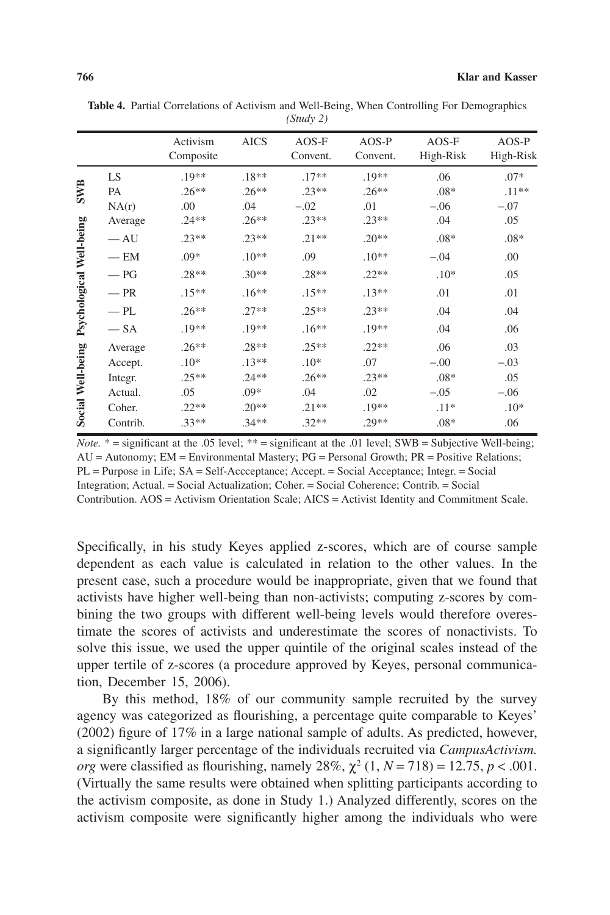**Table 4.** Partial Correlations of Activism and Well-Being, When Controlling For Demographhics *(Study 2)*

| | | Activism Composite | AICS | AOS-F Convent. | AOS-P Convent. | AOS-F High-Risk | AOS-P High-Risk |
|---|---|---|---|---|---|---|---|
| SWB | LS | .19** | .18** | .17** | .19** | .06 | .07* |
| | PA | .26** | .26** | .23** | .26** | .08* | .11** |
| | NA(r) | .00 | .04 | −.02 | .01 | −.06 | −.07 |
| Psychological Well-being | Average | .24** | .26** | .23** | .23** | .04 | .05 |
| | — AU | .23** | .23** | .21** | .20** | .08* | .08* |
| | — EM | .09* | .10** | .09 | .10** | −.04 | .00 |
| | — PG | .28** | .30** | .28** | .22** | .10* | .05 |
| | — PR | .15** | .16** | .15** | .13** | .01 | .01 |
| | — PL | .26** | .27** | .25** | .23** | .04 | .04 |
| | — SA | .19** | .19** | .16** | .19** | .04 | .06 |
| Social Well-being | Average | .26** | .28** | .25** | .22** | .06 | .03 |
| | Accept. | .10* | .13** | .10* | .07 | −.00 | −.03 |
| | Integr. | .25** | .24** | .26** | .23** | .08* | .05 |
| | Actual. | .05 | .09* | .04 | .02 | −.05 | −.06 |
| | Coher. | .22** | .20** | .21** | .19** | .11* | .10* |
| | Contrib. | .33** | .34** | .32** | .29** | .08* | .06 |

*Note.* * = significant at the .05 level; ** = significant at the .01 level; SWB = Subjective Well-being; AU = Autonomy; EM = Environmental Mastery; PG = Personal Growth; PR = Positive Relations; PL = Purpose in Life; SA = Self-Accceptance; Accept. = Social Acceptance; Integr. = Social Integration; Actual. = Social Actualization; Coher. = Social Coherence; Contrib. = Social Contribution. AOS = Activism Orientation Scale; AICS = Activist Identity and Commitment Scale.

Specifically, in his study Keyes applied z-scores, which are of course sample dependent as each value is calculated in relation to the other values. In the present case, such a procedure would be inappropriate, given that we found that activists have higher well-being than non-activists; computing z-scores by combining the two groups with different well-being levels would therefore overestimate the scores of activists and underestimate the scores of nonactivists. To solve this issue, we used the upper quintile of the original scales instead of the upper tertile of z-scores (a procedure approved by Keyes, personal communication, December 15, 2006).

By this method, 18% of our community sample recruited by the survey agency was categorized as flourishing, a percentage quite comparable to Keyes' (2002) figure of 17% in a large national sample of adults. As predicted, however, a significantly larger percentage of the individuals recruited via *CampusActivism.org* were classified as flourishing, namely 28%, $\chi^2$ (1, $N = 718$) = 12.75, $p < .001$. (Virtually the same results were obtained when splitting participants according to the activism composite, as done in Study 1.) Analyzed differently, scores on the activism composite were significantly higher among the individuals who were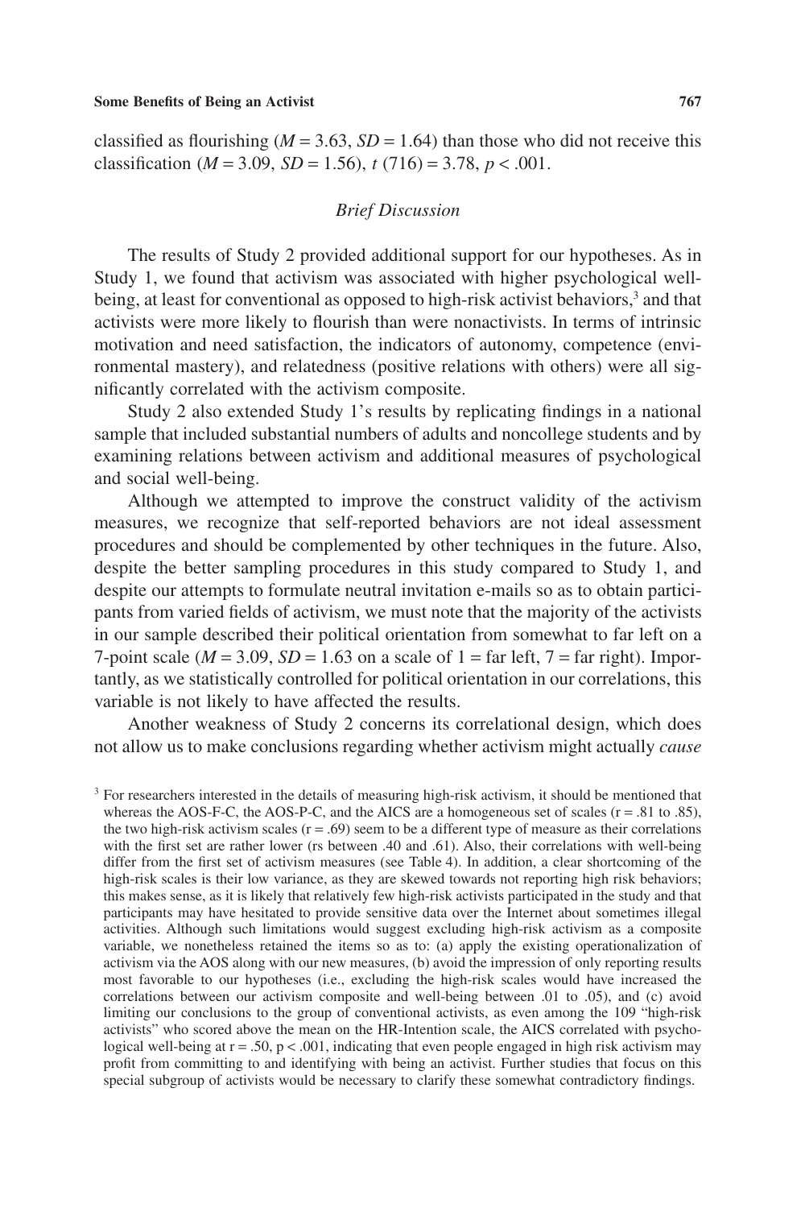classified as flourishing ($M = 3.63$, $SD = 1.64$) than those who did not receive this classification ($M = 3.09$, $SD = 1.56$), $t\ (716) = 3.78$, $p < .001$.

## *Brief Discussion*

The results of Study 2 provided additional support for our hypotheses. As in Study 1, we found that activism was associated with higher psychological well-being, at least for conventional as opposed to high-risk activist behaviors,[3] and that activists were more likely to flourish than were nonactivists. In terms of intrinsic motivation and need satisfaction, the indicators of autonomy, competence (environmental mastery), and relatedness (positive relations with others) were all significantly correlated with the activism composite.

Study 2 also extended Study 1's results by replicating findings in a national sample that included substantial numbers of adults and noncollege students and by examining relations between activism and additional measures of psychological and social well-being.

Although we attempted to improve the construct validity of the activism measures, we recognize that self-reported behaviors are not ideal assessment procedures and should be complemented by other techniques in the future. Also, despite the better sampling procedures in this study compared to Study 1, and despite our attempts to formulate neutral invitation e-mails so as to obtain participants from varied fields of activism, we must note that the majority of the activists in our sample described their political orientation from somewhat to far left on a 7-point scale ($M = 3.09$, $SD = 1.63$ on a scale of 1 = far left, 7 = far right). Importantly, as we statistically controlled for political orientation in our correlations, this variable is not likely to have affected the results.

Another weakness of Study 2 concerns its correlational design, which does not allow us to make conclusions regarding whether activism might actually *cause*

[3] For researchers interested in the details of measuring high-risk activism, it should be mentioned that whereas the AOS-F-C, the AOS-P-C, and the AICS are a homogeneous set of scales ($r = .81$ to $.85$), the two high-risk activism scales ($r = .69$) seem to be a different type of measure as their correlations with the first set are rather lower (rs between .40 and .61). Also, their correlations with well-being differ from the first set of activism measures (see Table 4). In addition, a clear shortcoming of the high-risk scales is their low variance, as they are skewed towards not reporting high risk behaviors; this makes sense, as it is likely that relatively few high-risk activists participated in the study and that participants may have hesitated to provide sensitive data over the Internet about sometimes illegal activities. Although such limitations would suggest excluding high-risk activism as a composite variable, we nonetheless retained the items so as to: (a) apply the existing operationalization of activism via the AOS along with our new measures, (b) avoid the impression of only reporting results most favorable to our hypotheses (i.e., excluding the high-risk scales would have increased the correlations between our activism composite and well-being between .01 to .05), and (c) avoid limiting our conclusions to the group of conventional activists, as even among the 109 "high-risk activists" who scored above the mean on the HR-Intention scale, the AICS correlated with psychological well-being at $r = .50$, $p < .001$, indicating that even people engaged in high risk activism may profit from committing to and identifying with being an activist. Further studies that focus on this special subgroup of activists would be necessary to clarify these somewhat contradictory findings.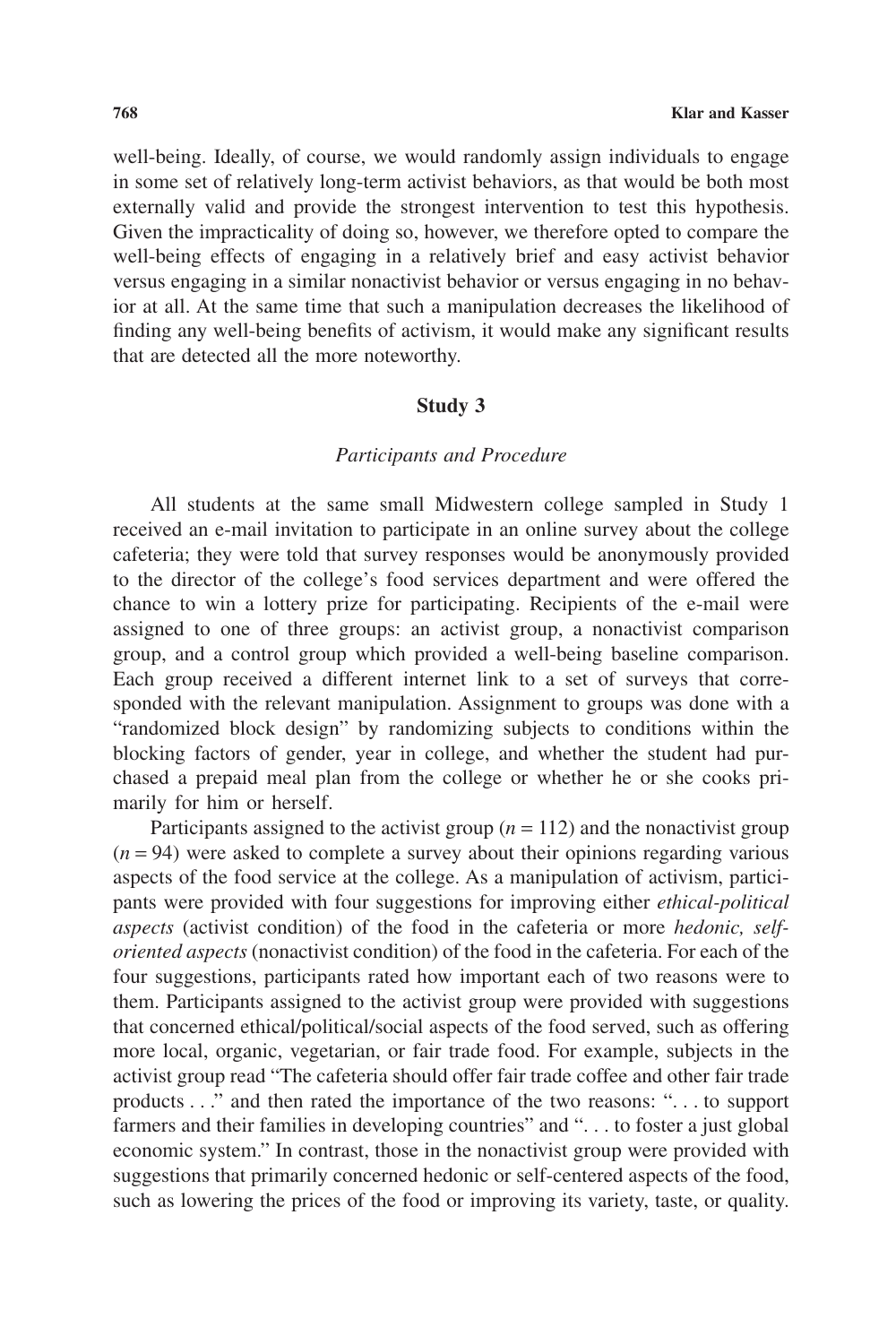well-being. Ideally, of course, we would randomly assign individuals to engage in some set of relatively long-term activist behaviors, as that would be both most externally valid and provide the strongest intervention to test this hypothesis. Given the impracticality of doing so, however, we therefore opted to compare the well-being effects of engaging in a relatively brief and easy activist behavior versus engaging in a similar nonactivist behavior or versus engaging in no behavior at all. At the same time that such a manipulation decreases the likelihood of finding any well-being benefits of activism, it would make any significant results that are detected all the more noteworthy.

## Study 3

### *Participants and Procedure*

All students at the same small Midwestern college sampled in Study 1 received an e-mail invitation to participate in an online survey about the college cafeteria; they were told that survey responses would be anonymously provided to the director of the college's food services department and were offered the chance to win a lottery prize for participating. Recipients of the e-mail were assigned to one of three groups: an activist group, a nonactivist comparison group, and a control group which provided a well-being baseline comparison. Each group received a different internet link to a set of surveys that corresponded with the relevant manipulation. Assignment to groups was done with a "randomized block design" by randomizing subjects to conditions within the blocking factors of gender, year in college, and whether the student had purchased a prepaid meal plan from the college or whether he or she cooks primarily for him or herself.

Participants assigned to the activist group ($n = 112$) and the nonactivist group ($n = 94$) were asked to complete a survey about their opinions regarding various aspects of the food service at the college. As a manipulation of activism, participants were provided with four suggestions for improving either *ethical-political aspects* (activist condition) of the food in the cafeteria or more *hedonic, self-oriented aspects* (nonactivist condition) of the food in the cafeteria. For each of the four suggestions, participants rated how important each of two reasons were to them. Participants assigned to the activist group were provided with suggestions that concerned ethical/political/social aspects of the food served, such as offering more local, organic, vegetarian, or fair trade food. For example, subjects in the activist group read "The cafeteria should offer fair trade coffee and other fair trade products . . ." and then rated the importance of the two reasons: ". . . to support farmers and their families in developing countries" and ". . . to foster a just global economic system." In contrast, those in the nonactivist group were provided with suggestions that primarily concerned hedonic or self-centered aspects of the food, such as lowering the prices of the food or improving its variety, taste, or quality.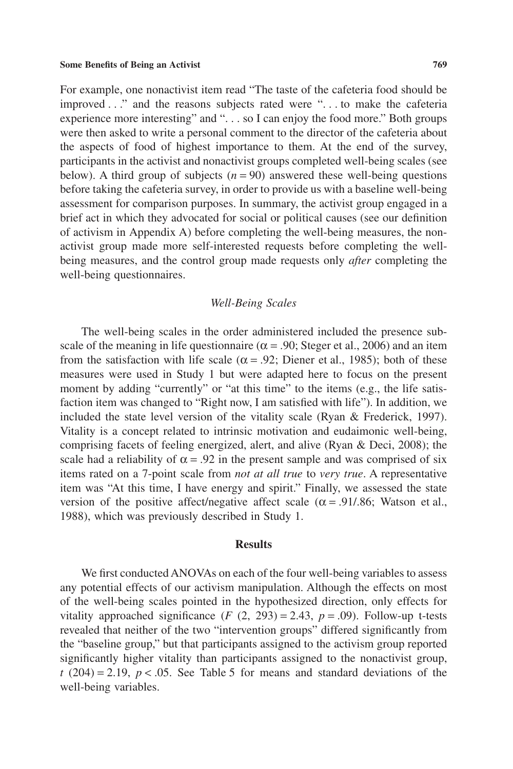For example, one nonactivist item read "The taste of the cafeteria food should be improved . . ." and the reasons subjects rated were ". . . to make the cafeteria experience more interesting" and ". . . so I can enjoy the food more." Both groups were then asked to write a personal comment to the director of the cafeteria about the aspects of food of highest importance to them. At the end of the survey, participants in the activist and nonactivist groups completed well-being scales (see below). A third group of subjects ($n = 90$) answered these well-being questions before taking the cafeteria survey, in order to provide us with a baseline well-being assessment for comparison purposes. In summary, the activist group engaged in a brief act in which they advocated for social or political causes (see our definition of activism in Appendix A) before completing the well-being measures, the non-activist group made more self-interested requests before completing the well-being measures, and the control group made requests only *after* completing the well-being questionnaires.

### *Well-Being Scales*

The well-being scales in the order administered included the presence subscale of the meaning in life questionnaire ($\alpha = .90$; Steger et al., 2006) and an item from the satisfaction with life scale ($\alpha = .92$; Diener et al., 1985); both of these measures were used in Study 1 but were adapted here to focus on the present moment by adding "currently" or "at this time" to the items (e.g., the life satisfaction item was changed to "Right now, I am satisfied with life"). In addition, we included the state level version of the vitality scale (Ryan & Frederick, 1997). Vitality is a concept related to intrinsic motivation and eudaimonic well-being, comprising facets of feeling energized, alert, and alive (Ryan & Deci, 2008); the scale had a reliability of $\alpha = .92$ in the present sample and was comprised of six items rated on a 7-point scale from *not at all true* to *very true*. A representative item was "At this time, I have energy and spirit." Finally, we assessed the state version of the positive affect/negative affect scale ($\alpha = .91/.86$; Watson et al., 1988), which was previously described in Study 1.

## Results

We first conducted ANOVAs on each of the four well-being variables to assess any potential effects of our activism manipulation. Although the effects on most of the well-being scales pointed in the hypothesized direction, only effects for vitality approached significance ($F$ (2, 293) = 2.43, $p = .09$). Follow-up t-tests revealed that neither of the two "intervention groups" differed significantly from the "baseline group," but that participants assigned to the activism group reported significantly higher vitality than participants assigned to the nonactivist group, $t$ (204) = 2.19, $p < .05$. See Table 5 for means and standard deviations of the well-being variables.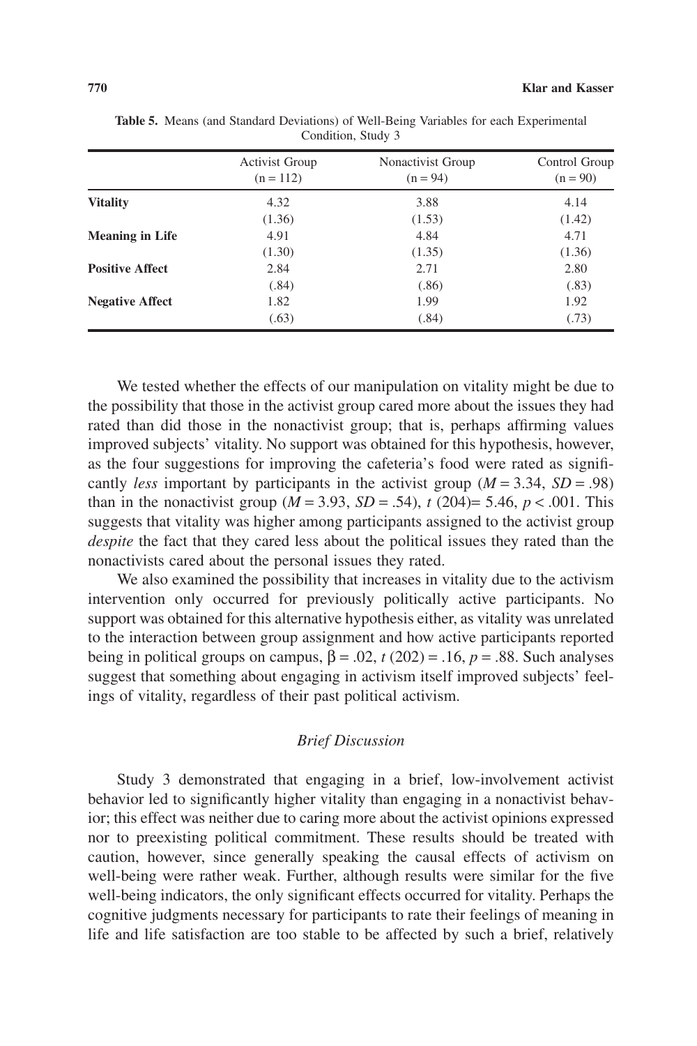**Table 5.** Means (and Standard Deviations) of Well-Being Variables for each Experimental Condition, Study 3

| | Activist Group (n = 112) | Nonactivist Group (n = 94) | Control Group (n = 90) |
|---|---|---|---|
| **Vitality** | 4.32 | 3.88 | 4.14 |
| | (1.36) | (1.53) | (1.42) |
| **Meaning in Life** | 4.91 | 4.84 | 4.71 |
| | (1.30) | (1.35) | (1.36) |
| **Positive Affect** | 2.84 | 2.71 | 2.80 |
| | (.84) | (.86) | (.83) |
| **Negative Affect** | 1.82 | 1.99 | 1.92 |
| | (.63) | (.84) | (.73) |

We tested whether the effects of our manipulation on vitality might be due to the possibility that those in the activist group cared more about the issues they had rated than did those in the nonactivist group; that is, perhaps affirming values improved subjects' vitality. No support was obtained for this hypothesis, however, as the four suggestions for improving the cafeteria's food were rated as significantly *less* important by participants in the activist group ($M = 3.34$, $SD = .98$) than in the nonactivist group ($M = 3.93$, $SD = .54$), $t\ (204) = 5.46$, $p < .001$. This suggests that vitality was higher among participants assigned to the activist group *despite* the fact that they cared less about the political issues they rated than the nonactivists cared about the personal issues they rated.

We also examined the possibility that increases in vitality due to the activism intervention only occurred for previously politically active participants. No support was obtained for this alternative hypothesis either, as vitality was unrelated to the interaction between group assignment and how active participants reported being in political groups on campus, $\beta = .02$, $t\ (202) = .16$, $p = .88$. Such analyses suggest that something about engaging in activism itself improved subjects' feelings of vitality, regardless of their past political activism.

### *Brief Discussion*

Study 3 demonstrated that engaging in a brief, low-involvement activist behavior led to significantly higher vitality than engaging in a nonactivist behavior; this effect was neither due to caring more about the activist opinions expressed nor to preexisting political commitment. These results should be treated with caution, however, since generally speaking the causal effects of activism on well-being were rather weak. Further, although results were similar for the five well-being indicators, the only significant effects occurred for vitality. Perhaps the cognitive judgments necessary for participants to rate their feelings of meaning in life and life satisfaction are too stable to be affected by such a brief, relatively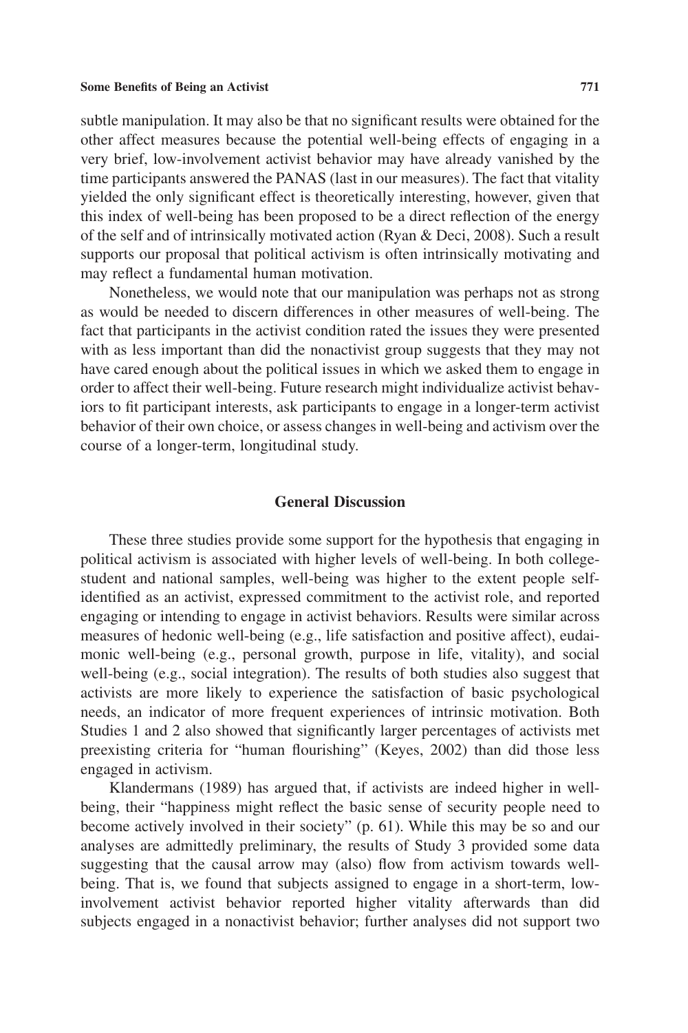subtle manipulation. It may also be that no significant results were obtained for the other affect measures because the potential well-being effects of engaging in a very brief, low-involvement activist behavior may have already vanished by the time participants answered the PANAS (last in our measures). The fact that vitality yielded the only significant effect is theoretically interesting, however, given that this index of well-being has been proposed to be a direct reflection of the energy of the self and of intrinsically motivated action (Ryan & Deci, 2008). Such a result supports our proposal that political activism is often intrinsically motivating and may reflect a fundamental human motivation.

Nonetheless, we would note that our manipulation was perhaps not as strong as would be needed to discern differences in other measures of well-being. The fact that participants in the activist condition rated the issues they were presented with as less important than did the nonactivist group suggests that they may not have cared enough about the political issues in which we asked them to engage in order to affect their well-being. Future research might individualize activist behaviors to fit participant interests, ask participants to engage in a longer-term activist behavior of their own choice, or assess changes in well-being and activism over the course of a longer-term, longitudinal study.

## General Discussion

These three studies provide some support for the hypothesis that engaging in political activism is associated with higher levels of well-being. In both college-student and national samples, well-being was higher to the extent people self-identified as an activist, expressed commitment to the activist role, and reported engaging or intending to engage in activist behaviors. Results were similar across measures of hedonic well-being (e.g., life satisfaction and positive affect), eudaimonic well-being (e.g., personal growth, purpose in life, vitality), and social well-being (e.g., social integration). The results of both studies also suggest that activists are more likely to experience the satisfaction of basic psychological needs, an indicator of more frequent experiences of intrinsic motivation. Both Studies 1 and 2 also showed that significantly larger percentages of activists met preexisting criteria for "human flourishing" (Keyes, 2002) than did those less engaged in activism.

Klandermans (1989) has argued that, if activists are indeed higher in well-being, their "happiness might reflect the basic sense of security people need to become actively involved in their society" (p. 61). While this may be so and our analyses are admittedly preliminary, the results of Study 3 provided some data suggesting that the causal arrow may (also) flow from activism towards well-being. That is, we found that subjects assigned to engage in a short-term, low-involvement activist behavior reported higher vitality afterwards than did subjects engaged in a nonactivist behavior; further analyses did not support two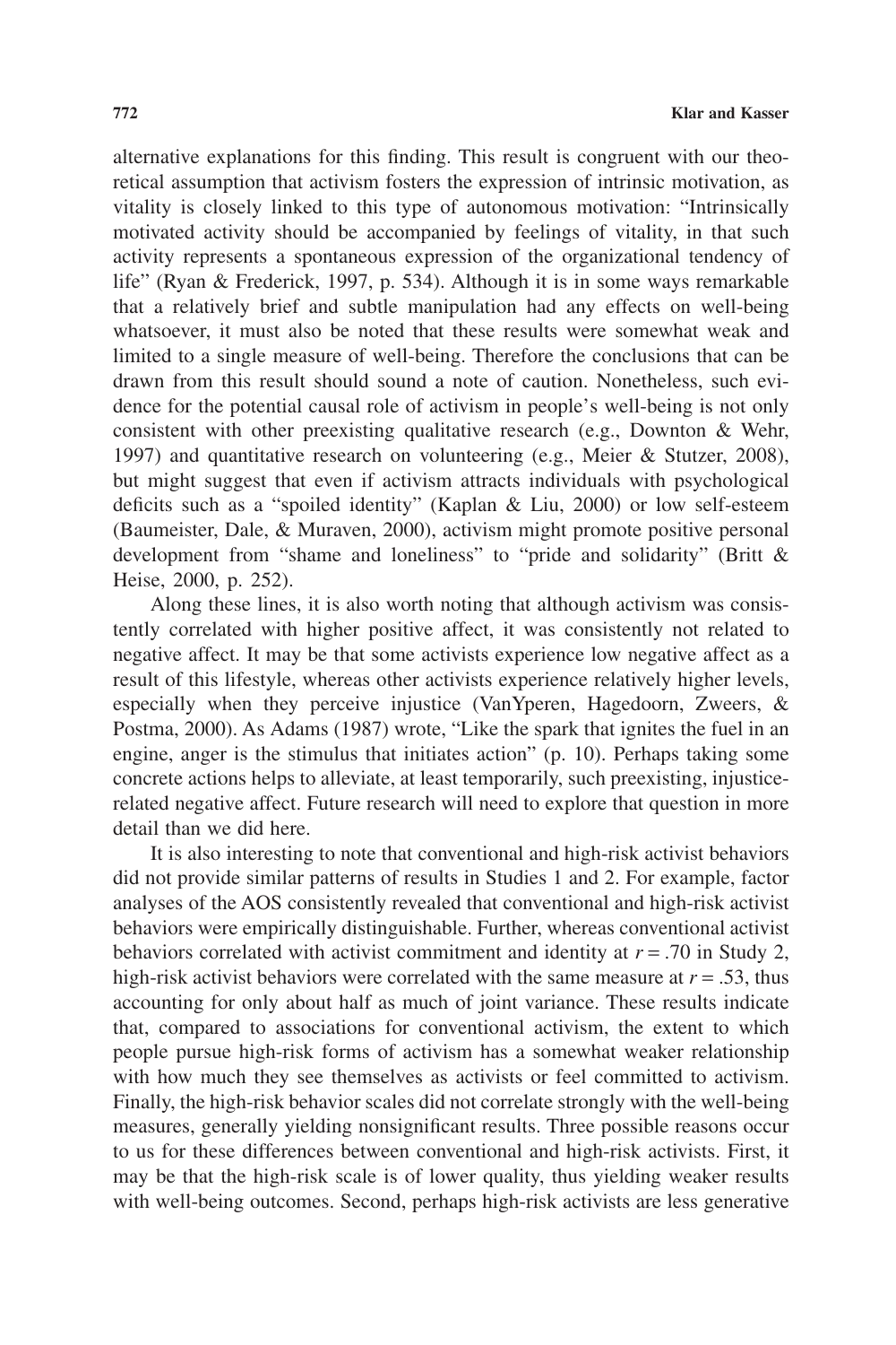alternative explanations for this finding. This result is congruent with our theoretical assumption that activism fosters the expression of intrinsic motivation, as vitality is closely linked to this type of autonomous motivation: "Intrinsically motivated activity should be accompanied by feelings of vitality, in that such activity represents a spontaneous expression of the organizational tendency of life" (Ryan & Frederick, 1997, p. 534). Although it is in some ways remarkable that a relatively brief and subtle manipulation had any effects on well-being whatsoever, it must also be noted that these results were somewhat weak and limited to a single measure of well-being. Therefore the conclusions that can be drawn from this result should sound a note of caution. Nonetheless, such evidence for the potential causal role of activism in people's well-being is not only consistent with other preexisting qualitative research (e.g., Downton & Wehr, 1997) and quantitative research on volunteering (e.g., Meier & Stutzer, 2008), but might suggest that even if activism attracts individuals with psychological deficits such as a "spoiled identity" (Kaplan & Liu, 2000) or low self-esteem (Baumeister, Dale, & Muraven, 2000), activism might promote positive personal development from "shame and loneliness" to "pride and solidarity" (Britt & Heise, 2000, p. 252).

Along these lines, it is also worth noting that although activism was consistently correlated with higher positive affect, it was consistently not related to negative affect. It may be that some activists experience low negative affect as a result of this lifestyle, whereas other activists experience relatively higher levels, especially when they perceive injustice (VanYperen, Hagedoorn, Zweers, & Postma, 2000). As Adams (1987) wrote, "Like the spark that ignites the fuel in an engine, anger is the stimulus that initiates action" (p. 10). Perhaps taking some concrete actions helps to alleviate, at least temporarily, such preexisting, injustice-related negative affect. Future research will need to explore that question in more detail than we did here.

It is also interesting to note that conventional and high-risk activist behaviors did not provide similar patterns of results in Studies 1 and 2. For example, factor analyses of the AOS consistently revealed that conventional and high-risk activist behaviors were empirically distinguishable. Further, whereas conventional activist behaviors correlated with activist commitment and identity at $r = .70$ in Study 2, high-risk activist behaviors were correlated with the same measure at $r = .53$, thus accounting for only about half as much of joint variance. These results indicate that, compared to associations for conventional activism, the extent to which people pursue high-risk forms of activism has a somewhat weaker relationship with how much they see themselves as activists or feel committed to activism. Finally, the high-risk behavior scales did not correlate strongly with the well-being measures, generally yielding nonsignificant results. Three possible reasons occur to us for these differences between conventional and high-risk activists. First, it may be that the high-risk scale is of lower quality, thus yielding weaker results with well-being outcomes. Second, perhaps high-risk activists are less generative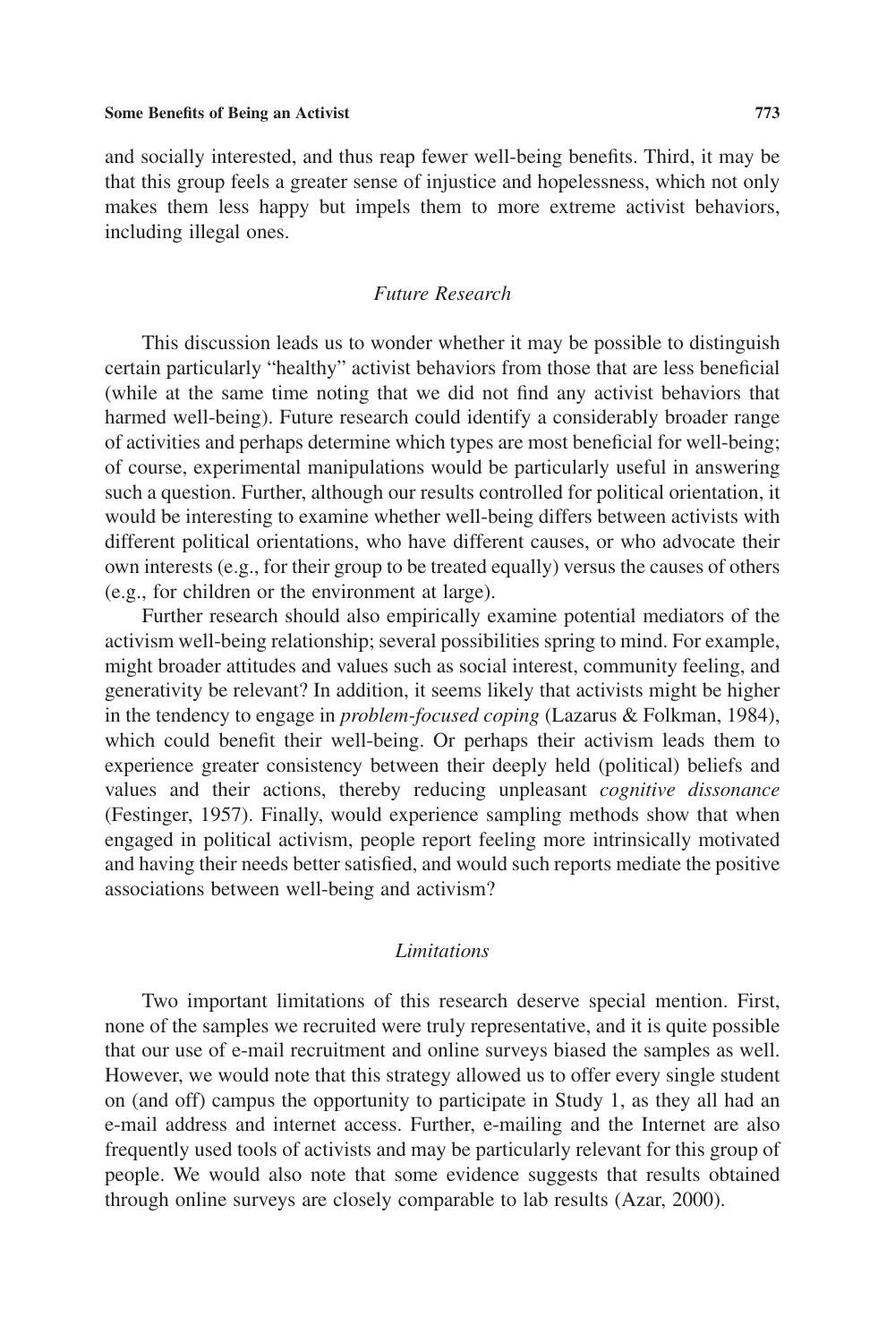and socially interested, and thus reap fewer well-being benefits. Third, it may be that this group feels a greater sense of injustice and hopelessness, which not only makes them less happy but impels them to more extreme activist behaviors, including illegal ones.

### *Future Research*

This discussion leads us to wonder whether it may be possible to distinguish certain particularly "healthy" activist behaviors from those that are less beneficial (while at the same time noting that we did not find any activist behaviors that harmed well-being). Future research could identify a considerably broader range of activities and perhaps determine which types are most beneficial for well-being; of course, experimental manipulations would be particularly useful in answering such a question. Further, although our results controlled for political orientation, it would be interesting to examine whether well-being differs between activists with different political orientations, who have different causes, or who advocate their own interests (e.g., for their group to be treated equally) versus the causes of others (e.g., for children or the environment at large).

Further research should also empirically examine potential mediators of the activism well-being relationship; several possibilities spring to mind. For example, might broader attitudes and values such as social interest, community feeling, and generativity be relevant? In addition, it seems likely that activists might be higher in the tendency to engage in *problem-focused coping* (Lazarus & Folkman, 1984), which could benefit their well-being. Or perhaps their activism leads them to experience greater consistency between their deeply held (political) beliefs and values and their actions, thereby reducing unpleasant *cognitive dissonance* (Festinger, 1957). Finally, would experience sampling methods show that when engaged in political activism, people report feeling more intrinsically motivated and having their needs better satisfied, and would such reports mediate the positive associations between well-being and activism?

### *Limitations*

Two important limitations of this research deserve special mention. First, none of the samples we recruited were truly representative, and it is quite possible that our use of e-mail recruitment and online surveys biased the samples as well. However, we would note that this strategy allowed us to offer every single student on (and off) campus the opportunity to participate in Study 1, as they all had an e-mail address and internet access. Further, e-mailing and the Internet are also frequently used tools of activists and may be particularly relevant for this group of people. We would also note that some evidence suggests that results obtained through online surveys are closely comparable to lab results (Azar, 2000).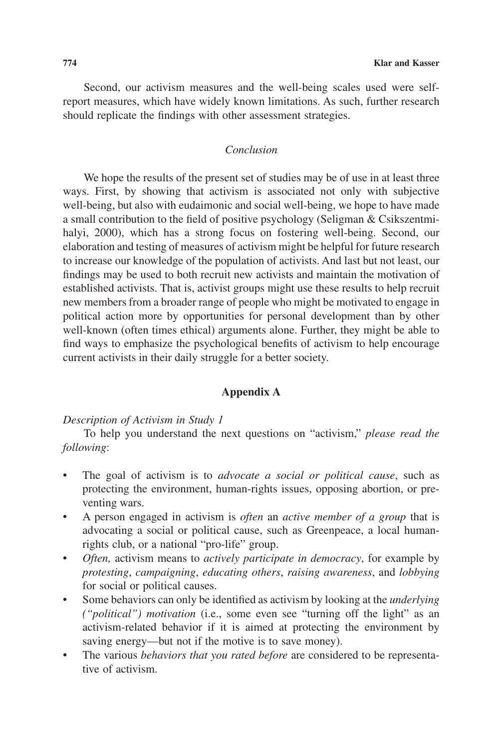Second, our activism measures and the well-being scales used were self-report measures, which have widely known limitations. As such, further research should replicate the findings with other assessment strategies.

### *Conclusion*

We hope the results of the present set of studies may be of use in at least three ways. First, by showing that activism is associated not only with subjective well-being, but also with eudaimonic and social well-being, we hope to have made a small contribution to the field of positive psychology (Seligman & Csikszentmihalyi, 2000), which has a strong focus on fostering well-being. Second, our elaboration and testing of measures of activism might be helpful for future research to increase our knowledge of the population of activists. And last but not least, our findings may be used to both recruit new activists and maintain the motivation of established activists. That is, activist groups might use these results to help recruit new members from a broader range of people who might be motivated to engage in political action more by opportunities for personal development than by other well-known (often times ethical) arguments alone. Further, they might be able to find ways to emphasize the psychological benefits of activism to help encourage current activists in their daily struggle for a better society.

## Appendix A

*Description of Activism in Study 1*

To help you understand the next questions on "activism," *please read the following*:

- The goal of activism is to *advocate a social or political cause*, such as protecting the environment, human-rights issues, opposing abortion, or preventing wars.
- A person engaged in activism is *often* an *active member of a group* that is advocating a social or political cause, such as Greenpeace, a local human-rights club, or a national "pro-life" group.
- *Often,* activism means to *actively participate in democracy*, for example by *protesting*, *campaigning*, *educating others*, *raising awareness*, and *lobbying* for social or political causes.
- Some behaviors can only be identified as activism by looking at the *underlying ("political") motivation* (i.e., some even see "turning off the light" as an activism-related behavior if it is aimed at protecting the environment by saving energy—but not if the motive is to save money).
- The various *behaviors that you rated before* are considered to be representative of activism.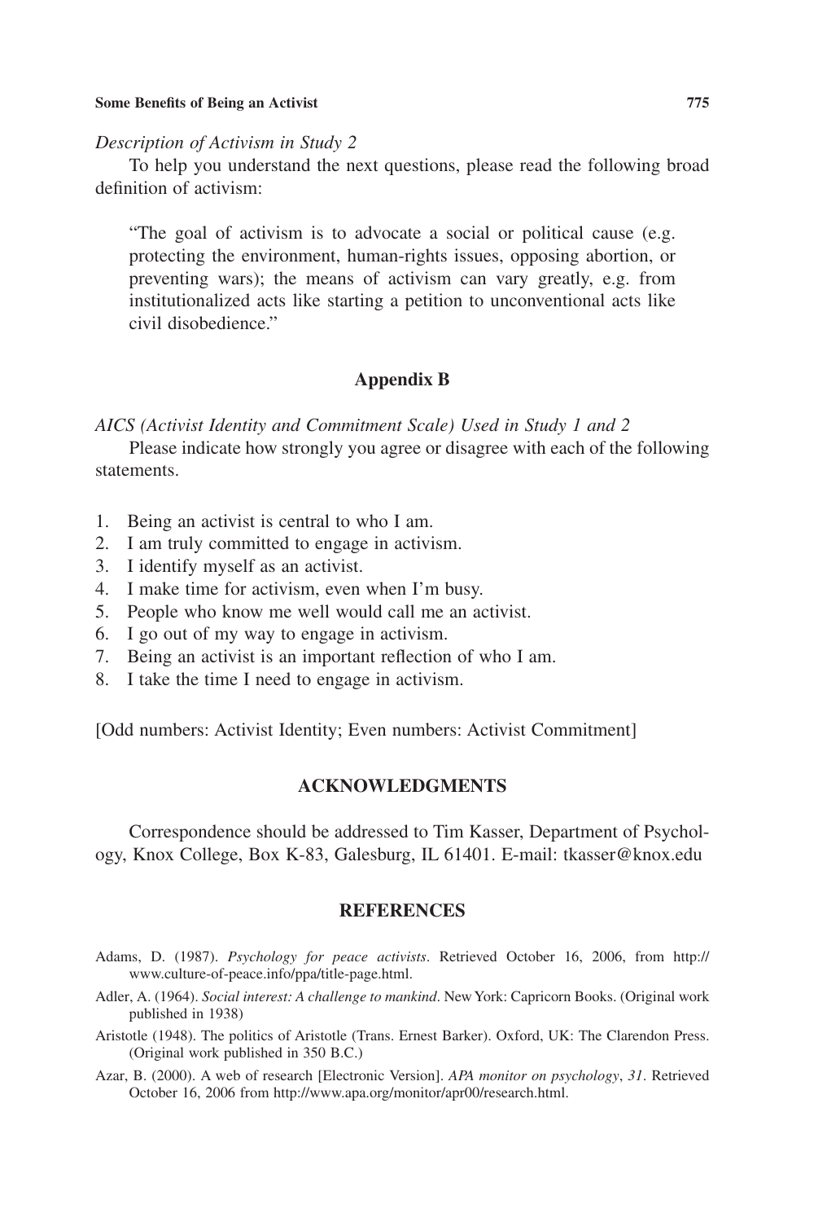*Description of Activism in Study 2*

To help you understand the next questions, please read the following broad definition of activism:

> "The goal of activism is to advocate a social or political cause (e.g. protecting the environment, human-rights issues, opposing abortion, or preventing wars); the means of activism can vary greatly, e.g. from institutionalized acts like starting a petition to unconventional acts like civil disobedience."

## Appendix B

*AICS (Activist Identity and Commitment Scale) Used in Study 1 and 2*

Please indicate how strongly you agree or disagree with each of the following statements.

1. Being an activist is central to who I am.
2. I am truly committed to engage in activism.
3. I identify myself as an activist.
4. I make time for activism, even when I'm busy.
5. People who know me well would call me an activist.
6. I go out of my way to engage in activism.
7. Being an activist is an important reflection of who I am.
8. I take the time I need to engage in activism.

[Odd numbers: Activist Identity; Even numbers: Activist Commitment]

## ACKNOWLEDGMENTS

Correspondence should be addressed to Tim Kasser, Department of Psychology, Knox College, Box K-83, Galesburg, IL 61401. E-mail: tkasser@knox.edu

## REFERENCES

Adams, D. (1987). *Psychology for peace activists*. Retrieved October 16, 2006, from http://www.culture-of-peace.info/ppa/title-page.html.

Adler, A. (1964). *Social interest: A challenge to mankind*. New York: Capricorn Books. (Original work published in 1938)

Aristotle (1948). The politics of Aristotle (Trans. Ernest Barker). Oxford, UK: The Clarendon Press. (Original work published in 350 B.C.)

Azar, B. (2000). A web of research [Electronic Version]. *APA monitor on psychology*, *31*. Retrieved October 16, 2006 from http://www.apa.org/monitor/apr00/research.html.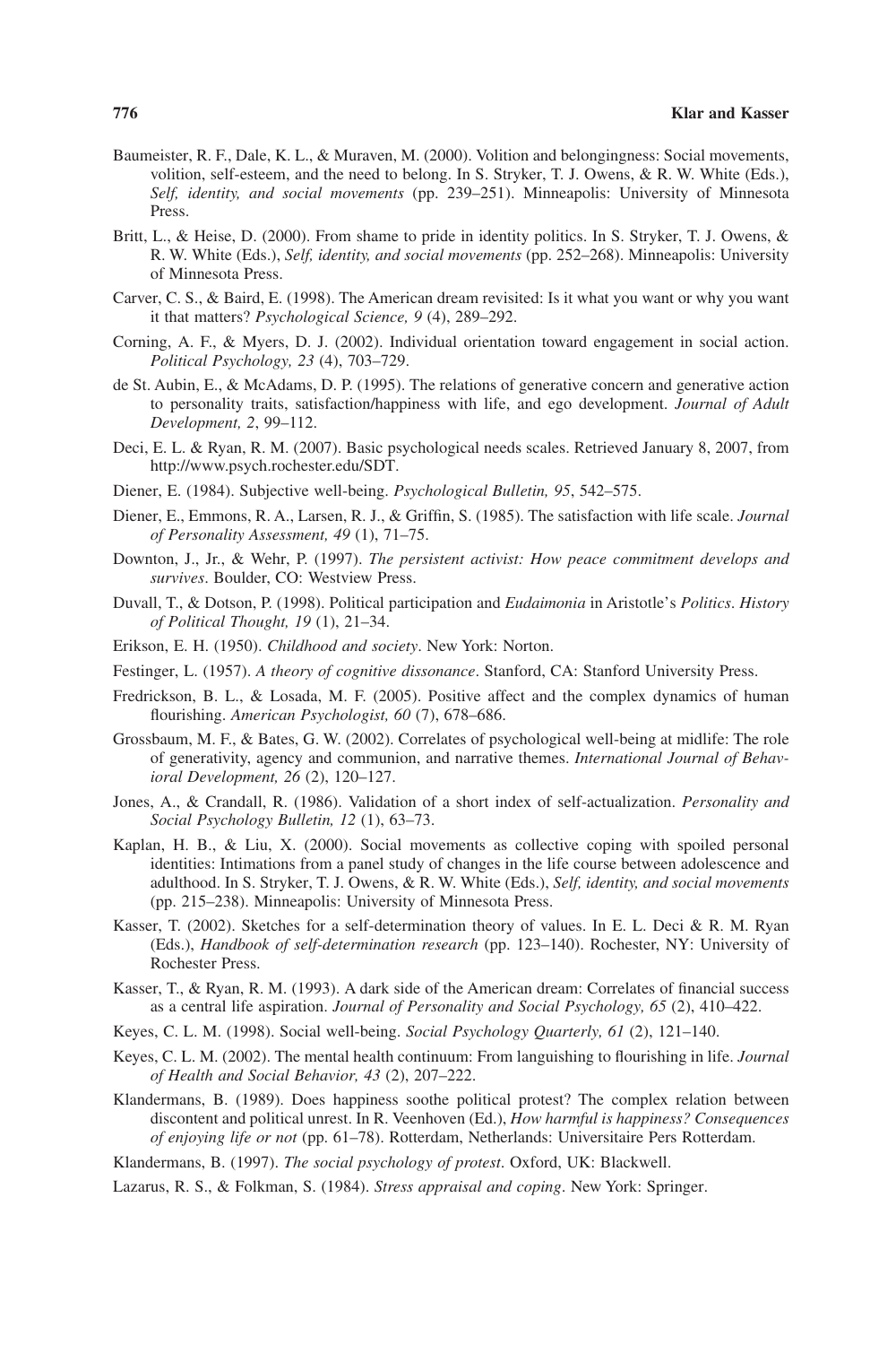Baumeister, R. F., Dale, K. L., & Muraven, M. (2000). Volition and belongingness: Social movements, volition, self-esteem, and the need to belong. In S. Stryker, T. J. Owens, & R. W. White (Eds.), *Self, identity, and social movements* (pp. 239–251). Minneapolis: University of Minnesota Press.

Britt, L., & Heise, D. (2000). From shame to pride in identity politics. In S. Stryker, T. J. Owens, & R. W. White (Eds.), *Self, identity, and social movements* (pp. 252–268). Minneapolis: University of Minnesota Press.

Carver, C. S., & Baird, E. (1998). The American dream revisited: Is it what you want or why you want it that matters? *Psychological Science, 9* (4), 289–292.

Corning, A. F., & Myers, D. J. (2002). Individual orientation toward engagement in social action. *Political Psychology, 23* (4), 703–729.

de St. Aubin, E., & McAdams, D. P. (1995). The relations of generative concern and generative action to personality traits, satisfaction/happiness with life, and ego development. *Journal of Adult Development, 2*, 99–112.

Deci, E. L. & Ryan, R. M. (2007). Basic psychological needs scales. Retrieved January 8, 2007, from http://www.psych.rochester.edu/SDT.

Diener, E. (1984). Subjective well-being. *Psychological Bulletin, 95*, 542–575.

Diener, E., Emmons, R. A., Larsen, R. J., & Griffin, S. (1985). The satisfaction with life scale. *Journal of Personality Assessment, 49* (1), 71–75.

Downton, J., Jr., & Wehr, P. (1997). *The persistent activist: How peace commitment develops and survives*. Boulder, CO: Westview Press.

Duvall, T., & Dotson, P. (1998). Political participation and *Eudaimonia* in Aristotle's *Politics*. *History of Political Thought, 19* (1), 21–34.

Erikson, E. H. (1950). *Childhood and society*. New York: Norton.

Festinger, L. (1957). *A theory of cognitive dissonance*. Stanford, CA: Stanford University Press.

Fredrickson, B. L., & Losada, M. F. (2005). Positive affect and the complex dynamics of human flourishing. *American Psychologist, 60* (7), 678–686.

Grossbaum, M. F., & Bates, G. W. (2002). Correlates of psychological well-being at midlife: The role of generativity, agency and communion, and narrative themes. *International Journal of Behavioral Development, 26* (2), 120–127.

Jones, A., & Crandall, R. (1986). Validation of a short index of self-actualization. *Personality and Social Psychology Bulletin, 12* (1), 63–73.

Kaplan, H. B., & Liu, X. (2000). Social movements as collective coping with spoiled personal identities: Intimations from a panel study of changes in the life course between adolescence and adulthood. In S. Stryker, T. J. Owens, & R. W. White (Eds.), *Self, identity, and social movements* (pp. 215–238). Minneapolis: University of Minnesota Press.

Kasser, T. (2002). Sketches for a self-determination theory of values. In E. L. Deci & R. M. Ryan (Eds.), *Handbook of self-determination research* (pp. 123–140). Rochester, NY: University of Rochester Press.

Kasser, T., & Ryan, R. M. (1993). A dark side of the American dream: Correlates of financial success as a central life aspiration. *Journal of Personality and Social Psychology, 65* (2), 410–422.

Keyes, C. L. M. (1998). Social well-being. *Social Psychology Quarterly, 61* (2), 121–140.

Keyes, C. L. M. (2002). The mental health continuum: From languishing to flourishing in life. *Journal of Health and Social Behavior, 43* (2), 207–222.

Klandermans, B. (1989). Does happiness soothe political protest? The complex relation between discontent and political unrest. In R. Veenhoven (Ed.), *How harmful is happiness? Consequences of enjoying life or not* (pp. 61–78). Rotterdam, Netherlands: Universitaire Pers Rotterdam.

Klandermans, B. (1997). *The social psychology of protest*. Oxford, UK: Blackwell.

Lazarus, R. S., & Folkman, S. (1984). *Stress appraisal and coping*. New York: Springer.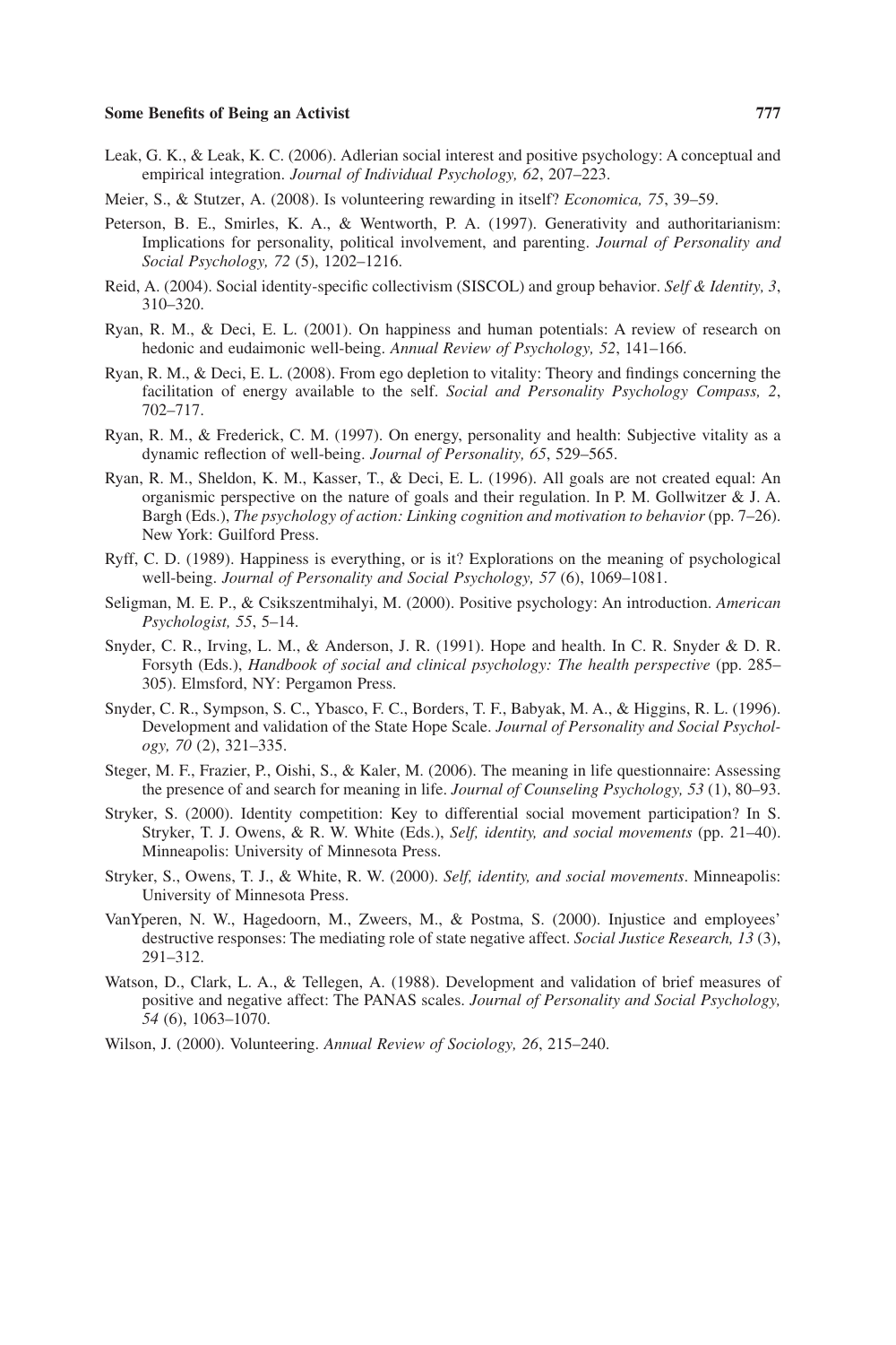Leak, G. K., & Leak, K. C. (2006). Adlerian social interest and positive psychology: A conceptual and empirical integration. *Journal of Individual Psychology, 62*, 207–223.

Meier, S., & Stutzer, A. (2008). Is volunteering rewarding in itself? *Economica, 75*, 39–59.

Peterson, B. E., Smirles, K. A., & Wentworth, P. A. (1997). Generativity and authoritarianism: Implications for personality, political involvement, and parenting. *Journal of Personality and Social Psychology, 72* (5), 1202–1216.

Reid, A. (2004). Social identity-specific collectivism (SISCOL) and group behavior. *Self & Identity, 3*, 310–320.

Ryan, R. M., & Deci, E. L. (2001). On happiness and human potentials: A review of research on hedonic and eudaimonic well-being. *Annual Review of Psychology, 52*, 141–166.

Ryan, R. M., & Deci, E. L. (2008). From ego depletion to vitality: Theory and findings concerning the facilitation of energy available to the self. *Social and Personality Psychology Compass, 2*, 702–717.

Ryan, R. M., & Frederick, C. M. (1997). On energy, personality and health: Subjective vitality as a dynamic reflection of well-being. *Journal of Personality, 65*, 529–565.

Ryan, R. M., Sheldon, K. M., Kasser, T., & Deci, E. L. (1996). All goals are not created equal: An organismic perspective on the nature of goals and their regulation. In P. M. Gollwitzer & J. A. Bargh (Eds.), *The psychology of action: Linking cognition and motivation to behavior* (pp. 7–26). New York: Guilford Press.

Ryff, C. D. (1989). Happiness is everything, or is it? Explorations on the meaning of psychological well-being. *Journal of Personality and Social Psychology, 57* (6), 1069–1081.

Seligman, M. E. P., & Csikszentmihalyi, M. (2000). Positive psychology: An introduction. *American Psychologist, 55*, 5–14.

Snyder, C. R., Irving, L. M., & Anderson, J. R. (1991). Hope and health. In C. R. Snyder & D. R. Forsyth (Eds.), *Handbook of social and clinical psychology: The health perspective* (pp. 285–305). Elmsford, NY: Pergamon Press.

Snyder, C. R., Sympson, S. C., Ybasco, F. C., Borders, T. F., Babyak, M. A., & Higgins, R. L. (1996). Development and validation of the State Hope Scale. *Journal of Personality and Social Psychology, 70* (2), 321–335.

Steger, M. F., Frazier, P., Oishi, S., & Kaler, M. (2006). The meaning in life questionnaire: Assessing the presence of and search for meaning in life. *Journal of Counseling Psychology, 53* (1), 80–93.

Stryker, S. (2000). Identity competition: Key to differential social movement participation? In S. Stryker, T. J. Owens, & R. W. White (Eds.), *Self, identity, and social movements* (pp. 21–40). Minneapolis: University of Minnesota Press.

Stryker, S., Owens, T. J., & White, R. W. (2000). *Self, identity, and social movements*. Minneapolis: University of Minnesota Press.

VanYperen, N. W., Hagedoorn, M., Zweers, M., & Postma, S. (2000). Injustice and employees' destructive responses: The mediating role of state negative affect. *Social Justice Research, 13* (3), 291–312.

Watson, D., Clark, L. A., & Tellegen, A. (1988). Development and validation of brief measures of positive and negative affect: The PANAS scales. *Journal of Personality and Social Psychology, 54* (6), 1063–1070.

Wilson, J. (2000). Volunteering. *Annual Review of Sociology, 26*, 215–240.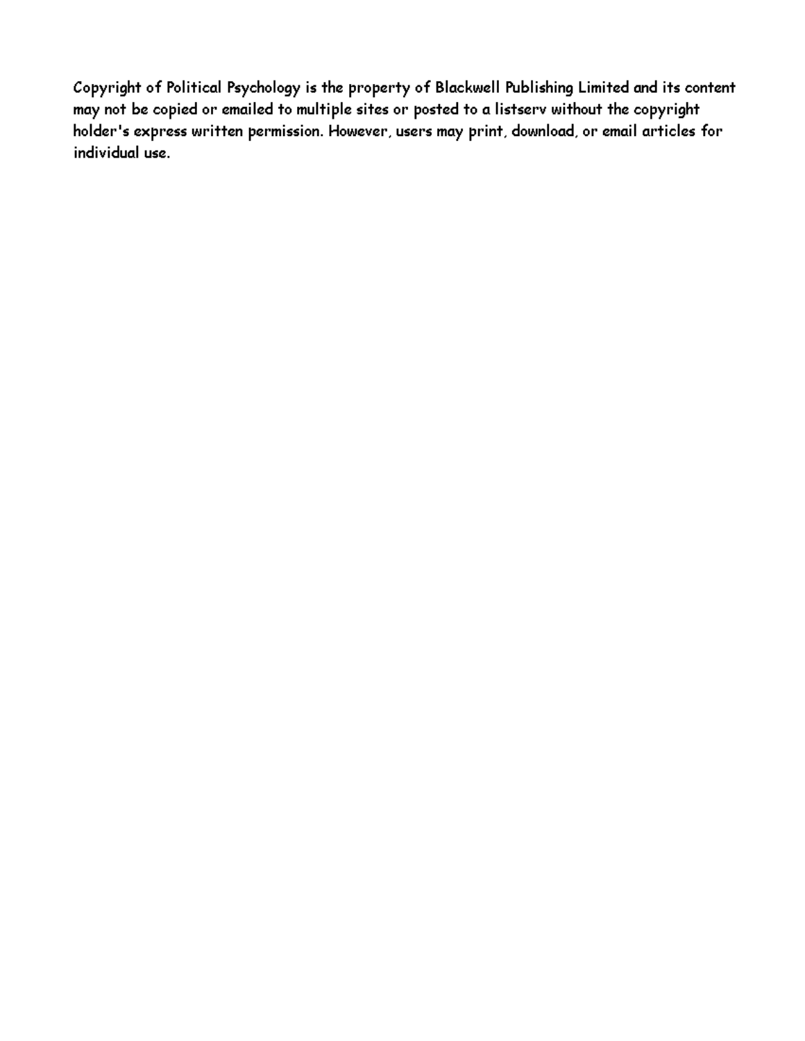Copyright of Political Psychology is the property of Blackwell Publishing Limited and its content may not be copied or emailed to multiple sites or posted to a listserv without the copyright holder's express written permission. However, users may print, download, or email articles for individual use.